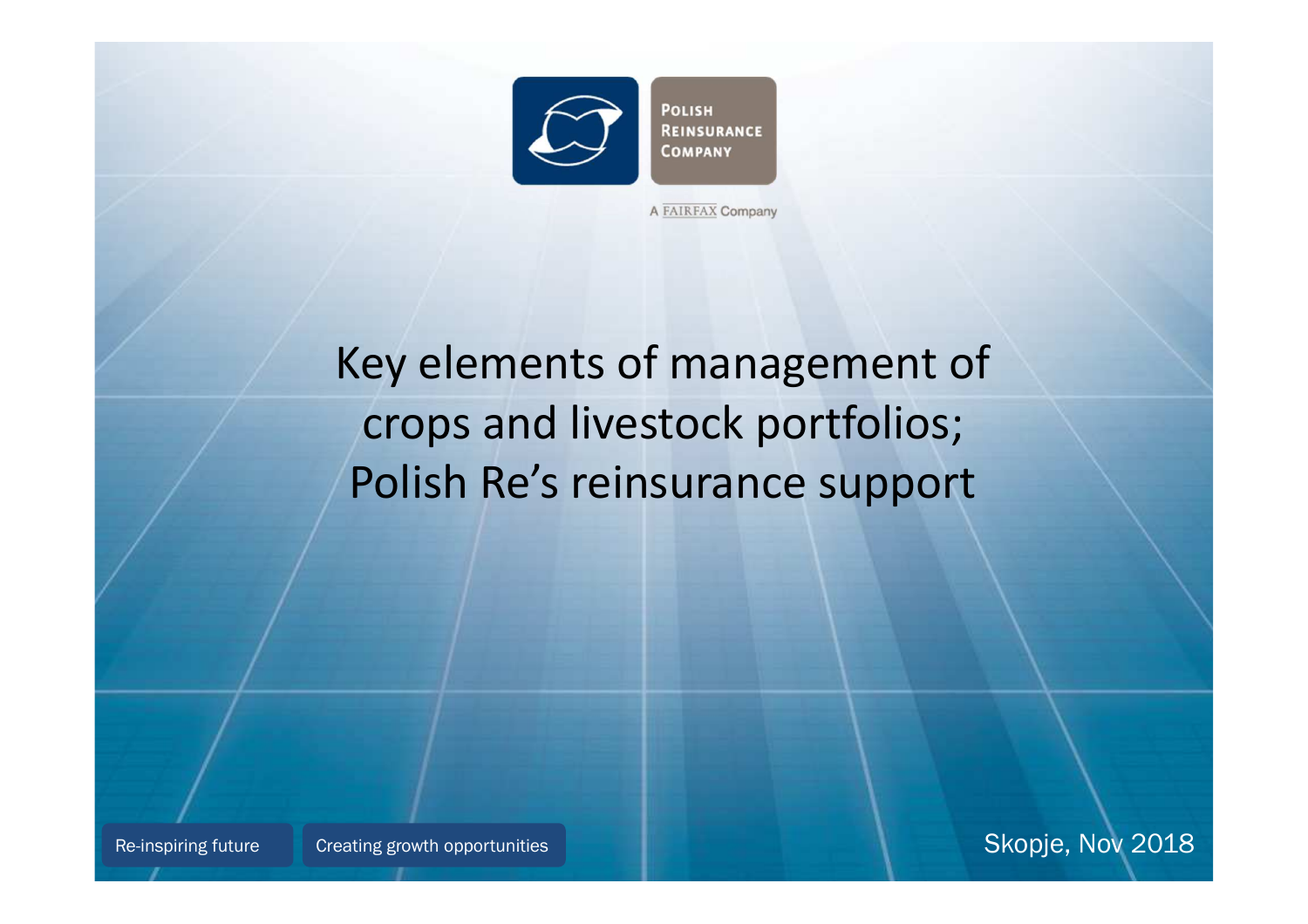Polish Reinsurance Company

A FAIRFAX Company

# Key elements of management of crops and livestock portfolios; Polish Re's reinsurance support

Re-inspiring future

Creating growth opportunities

Skopje, Nov 2018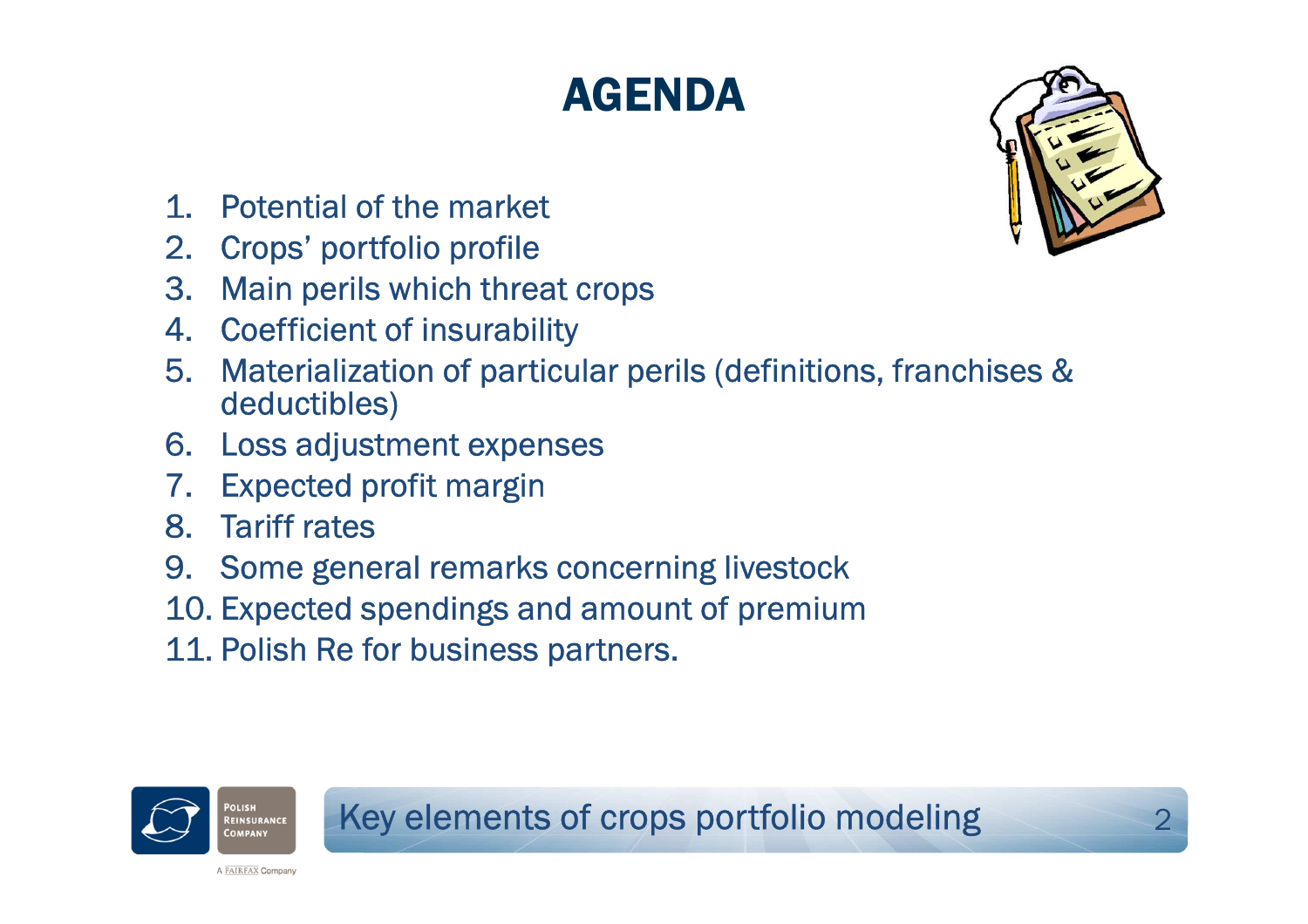# AGENDA

1. Potential of the market
2. Crops' portfolio profile
3. Main perils which threat crops
4. Coefficient of insurability
5. Materialization of particular perils (definitions, franchises & deductibles)
6. Loss adjustment expenses
7. Expected profit margin
8. Tariff rates
9. Some general remarks concerning livestock
10. Expected spendings and amount of premium
11. Polish Re for business partners.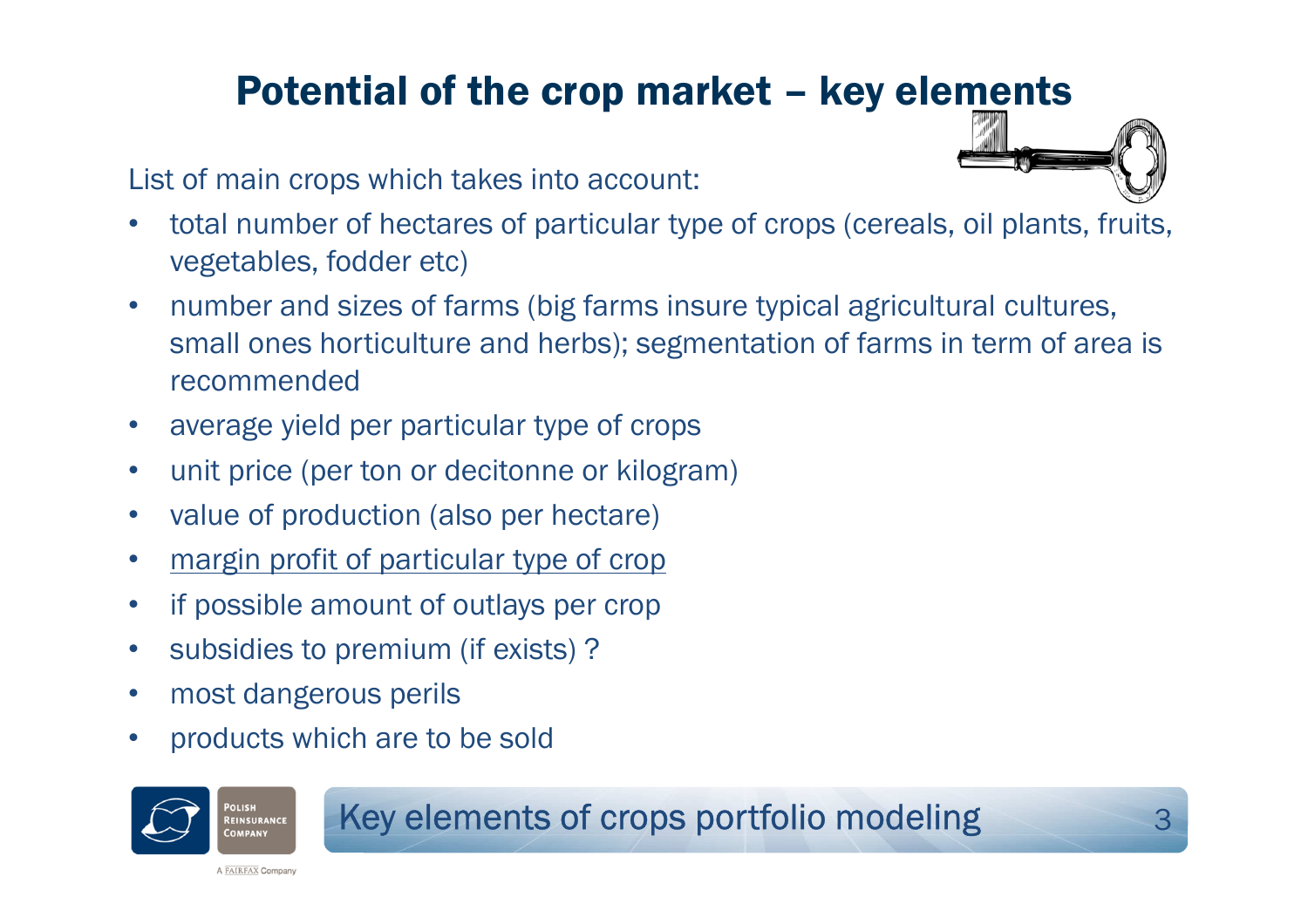# Potential of the crop market – key elements

List of main crops which takes into account:

- total number of hectares of particular type of crops (cereals, oil plants, fruits, vegetables, fodder etc)
- number and sizes of farms (big farms insure typical agricultural cultures, small ones horticulture and herbs); segmentation of farms in term of area is recommended
- average yield per particular type of crops
- unit price (per ton or decitonne or kilogram)
- value of production (also per hectare)
- <u>margin profit of particular type of crop</u>
- if possible amount of outlays per crop
- subsidies to premium (if exists) ?
- most dangerous perils
- products which are to be sold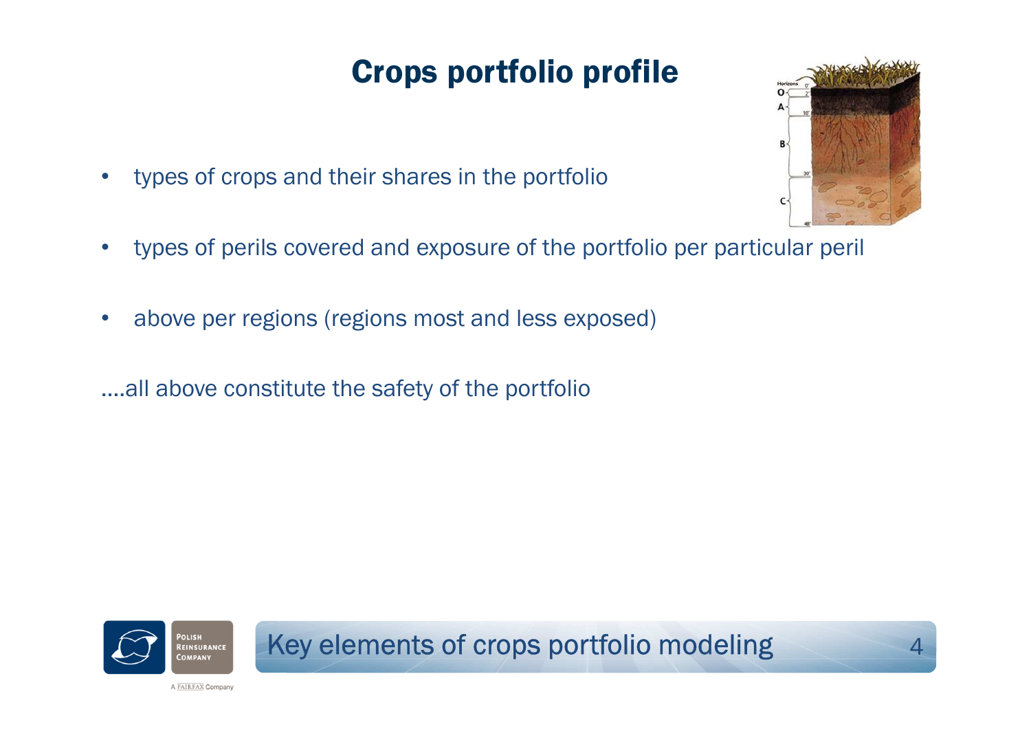# Crops portfolio profile

- types of crops and their shares in the portfolio
- types of perils covered and exposure of the portfolio per particular peril
- above per regions (regions most and less exposed)

....all above constitute the safety of the portfolio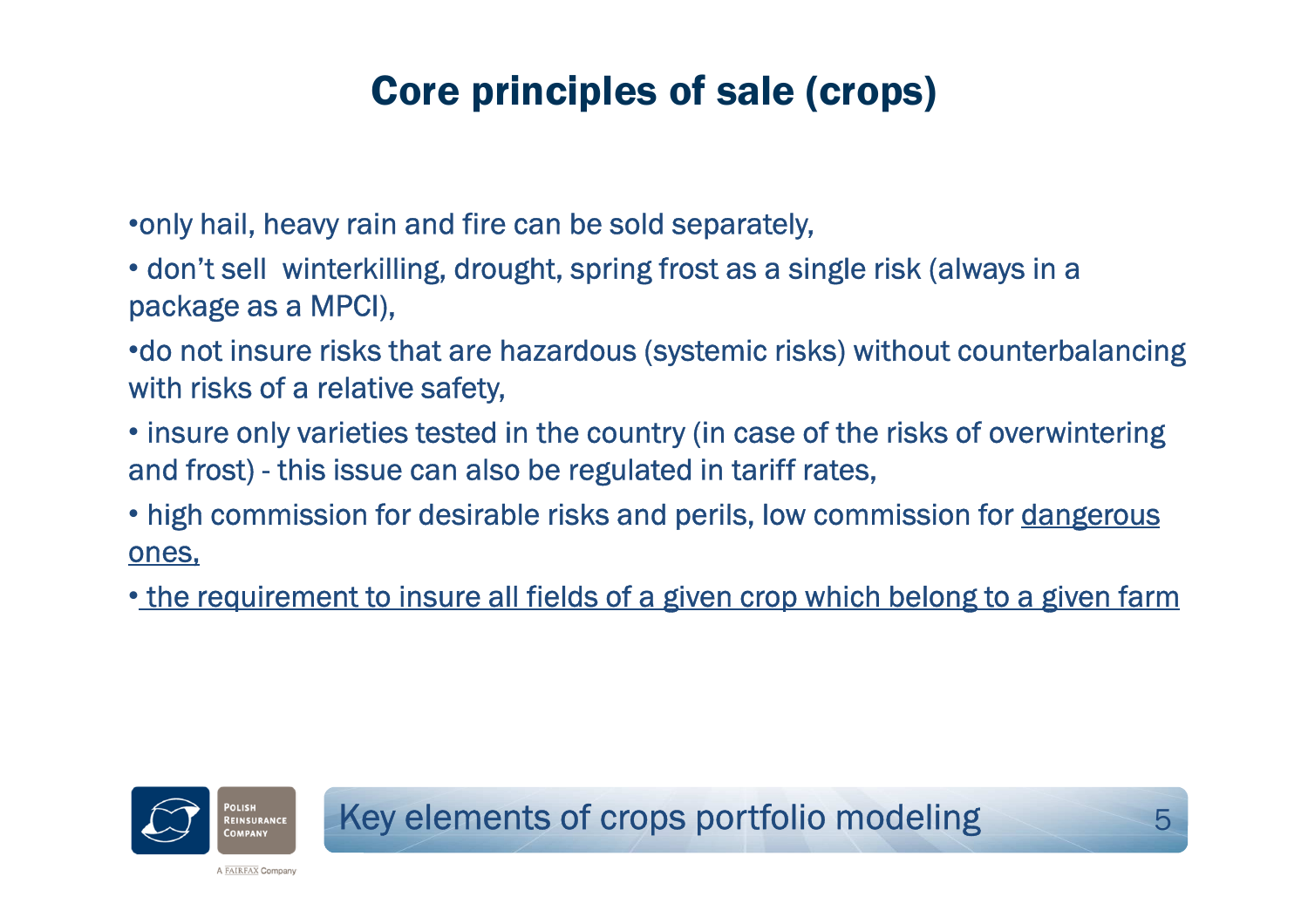# Core principles of sale (crops)

- only hail, heavy rain and fire can be sold separately,
- don't sell winterkilling, drought, spring frost as a single risk (always in a package as a MPCI),
- do not insure risks that are hazardous (systemic risks) without counterbalancing with risks of a relative safety,
- insure only varieties tested in the country (in case of the risks of overwintering and frost) - this issue can also be regulated in tariff rates,
- high commission for desirable risks and perils, low commission for dangerous ones,
- the requirement to insure all fields of a given crop which belong to a given farm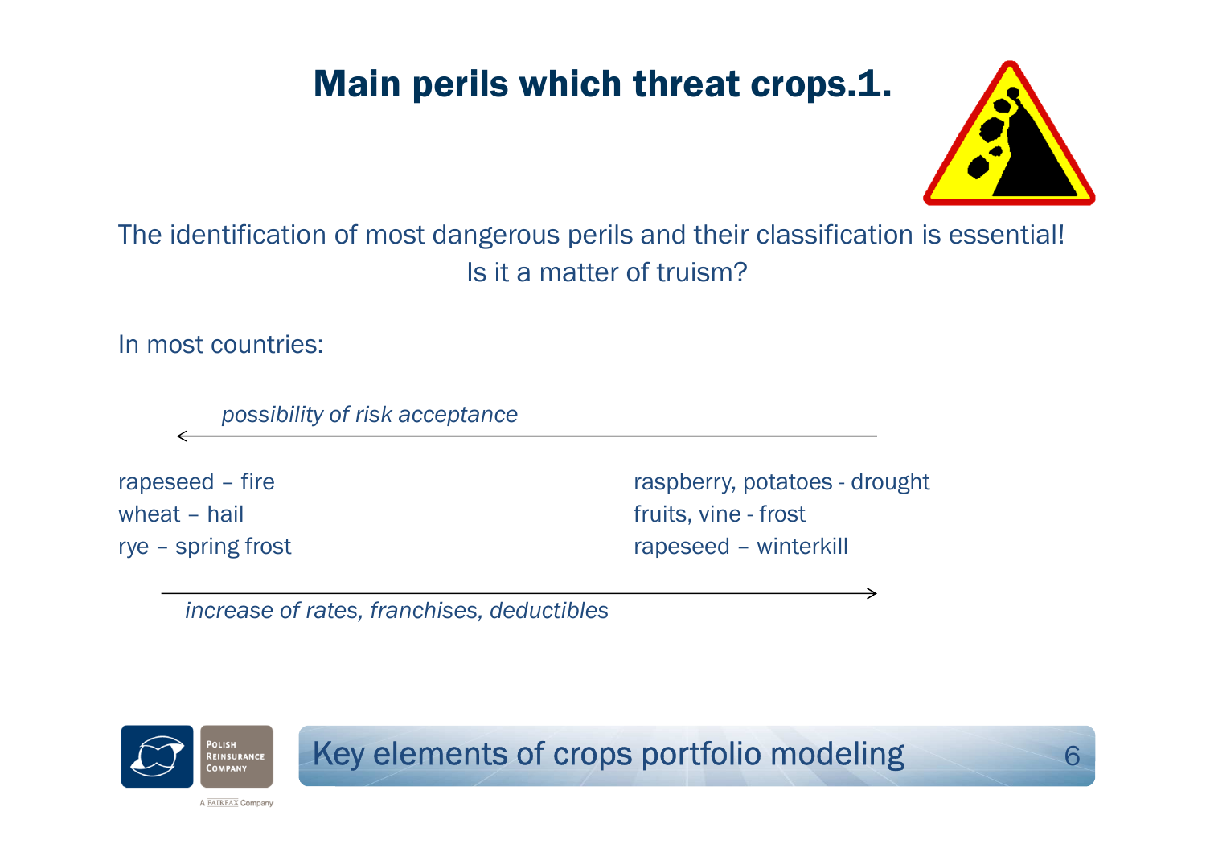# Main perils which threat crops.1.

The identification of most dangerous perils and their classification is essential!
Is it a matter of truism?

In most countries:

← *possibility of risk acceptance*

| | |
|---|---|
| rapeseed – fire | raspberry, potatoes - drought |
| wheat – hail | fruits, vine - frost |
| rye – spring frost | rapeseed – winterkill |

*increase of rates, franchises, deductibles* →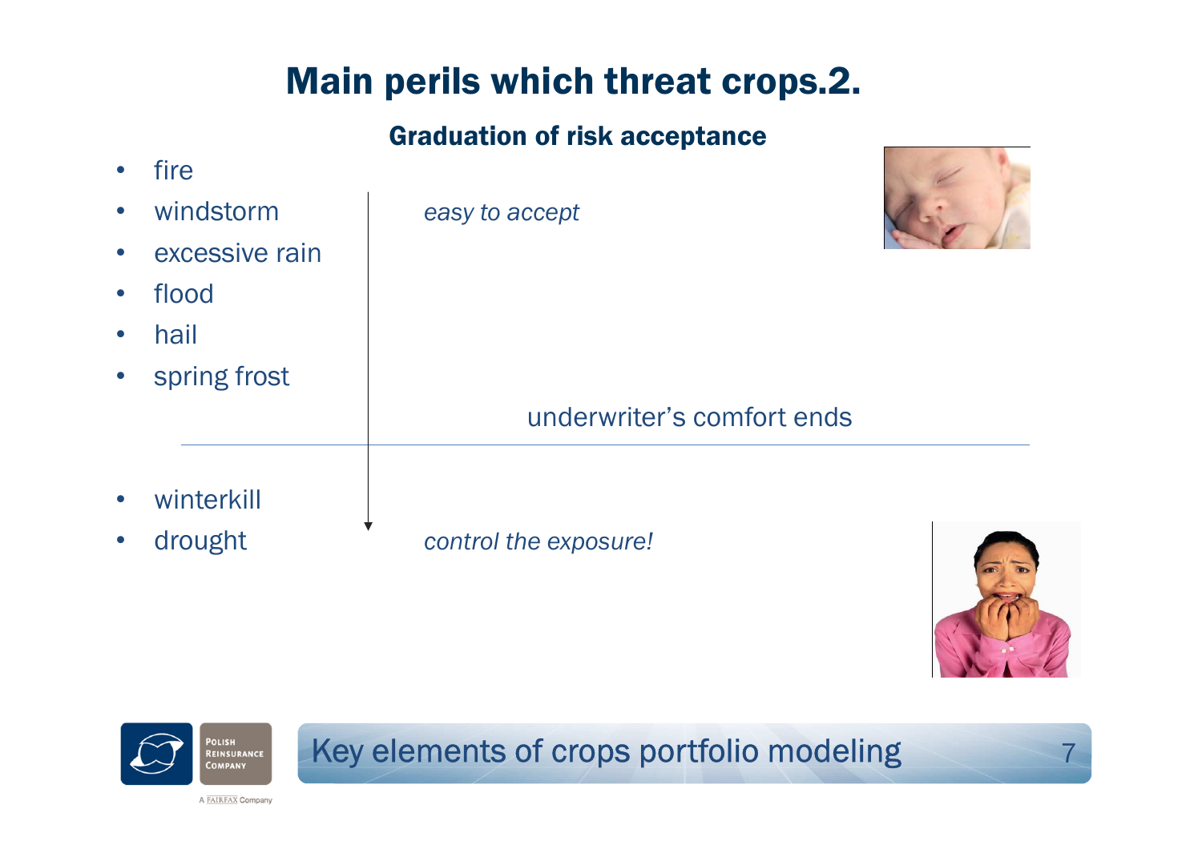# Main perils which threat crops.2.

## Graduation of risk acceptance

- fire
- windstorm
- excessive rain
- flood
- hail
- spring frost

*easy to accept*

underwriter's comfort ends

- winterkill
- drought

*control the exposure!*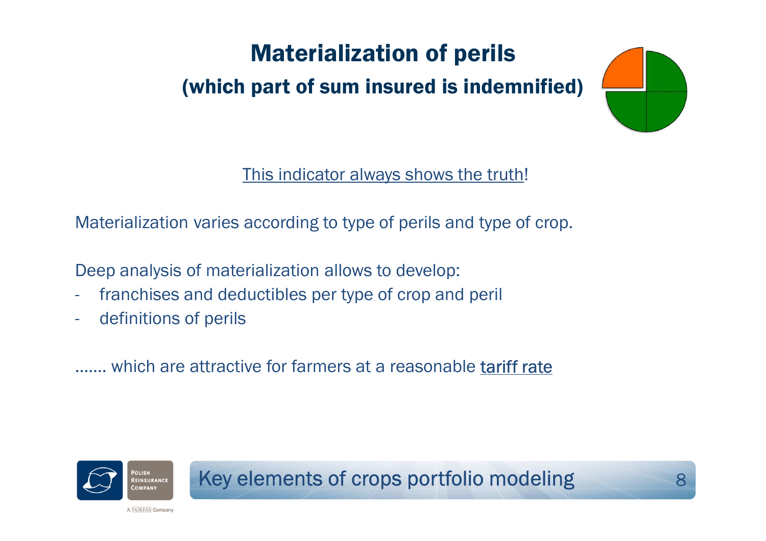# Materialization of perils

## (which part of sum insured is indemnified)

This indicator always shows the truth!

Materialization varies according to type of perils and type of crop.

Deep analysis of materialization allows to develop:

- franchises and deductibles per type of crop and peril
- definitions of perils

……. which are attractive for farmers at a reasonable tariff rate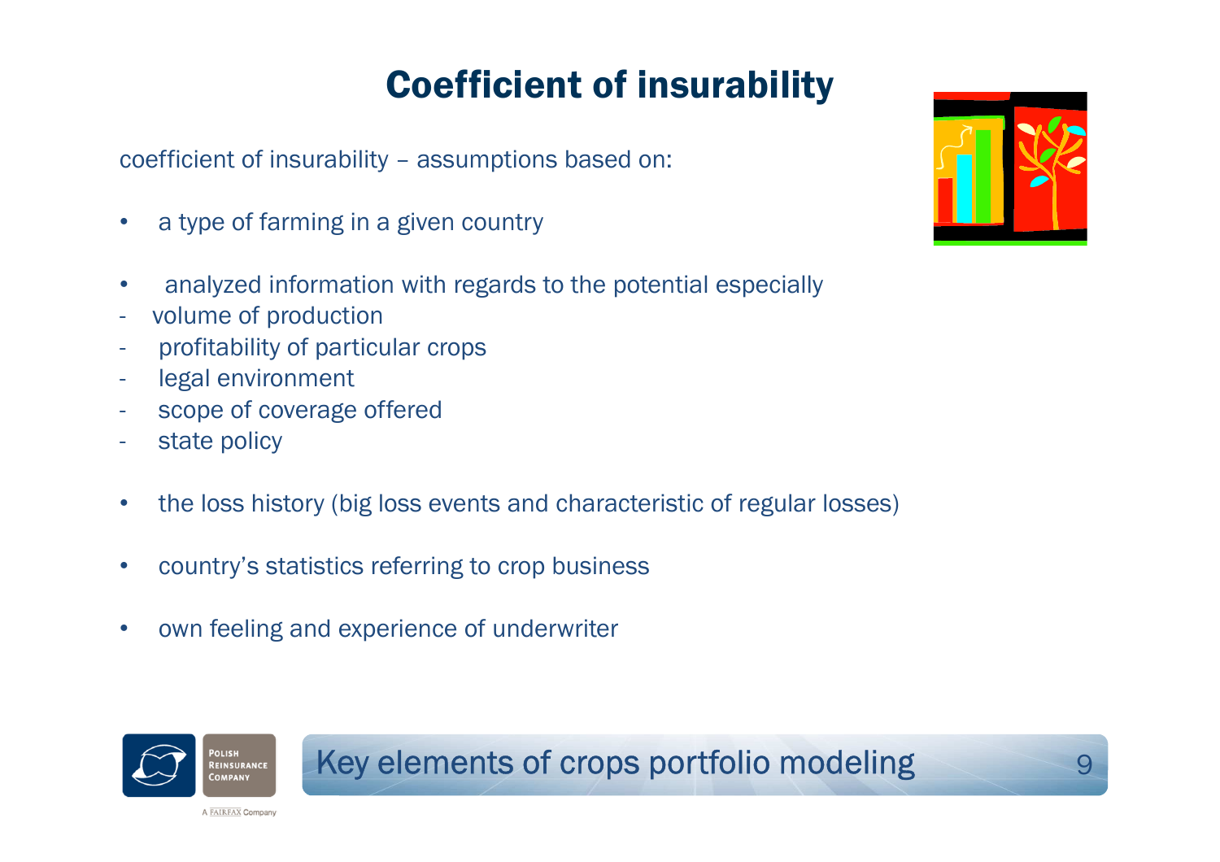# Coefficient of insurability

coefficient of insurability – assumptions based on:

- a type of farming in a given country

- analyzed information with regards to the potential especially
  - volume of production
  - profitability of particular crops
  - legal environment
  - scope of coverage offered
  - state policy

- the loss history (big loss events and characteristic of regular losses)

- country's statistics referring to crop business

- own feeling and experience of underwriter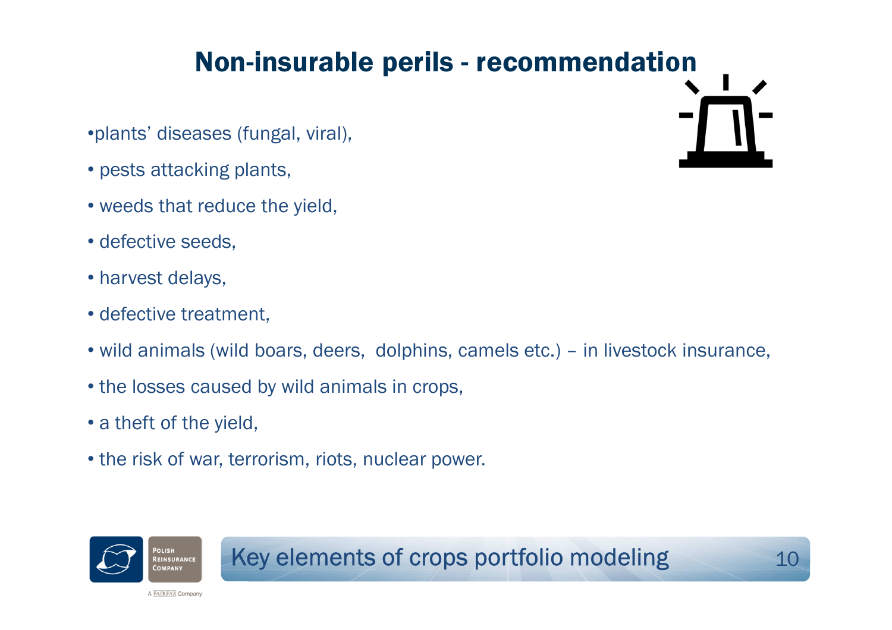# Non-insurable perils - recommendation

- plants' diseases (fungal, viral),
- pests attacking plants,
- weeds that reduce the yield,
- defective seeds,
- harvest delays,
- defective treatment,
- wild animals (wild boars, deers, dolphins, camels etc.) – in livestock insurance,
- the losses caused by wild animals in crops,
- a theft of the yield,
- the risk of war, terrorism, riots, nuclear power.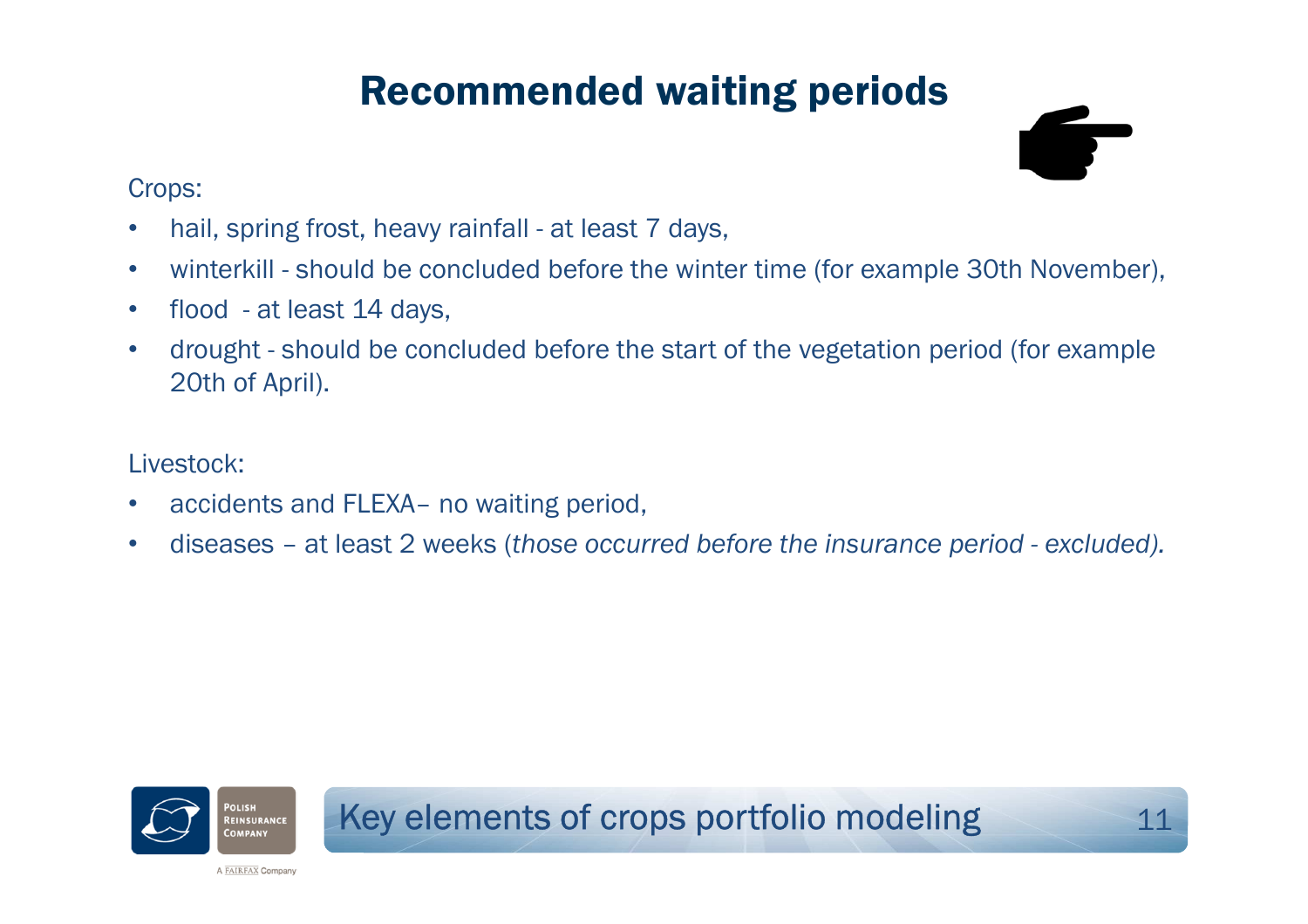# Recommended waiting periods

Crops:

- hail, spring frost, heavy rainfall - at least 7 days,
- winterkill - should be concluded before the winter time (for example 30th November),
- flood - at least 14 days,
- drought - should be concluded before the start of the vegetation period (for example 20th of April).

Livestock:

- accidents and FLEXA– no waiting period,
- diseases – at least 2 weeks (*those occurred before the insurance period - excluded).*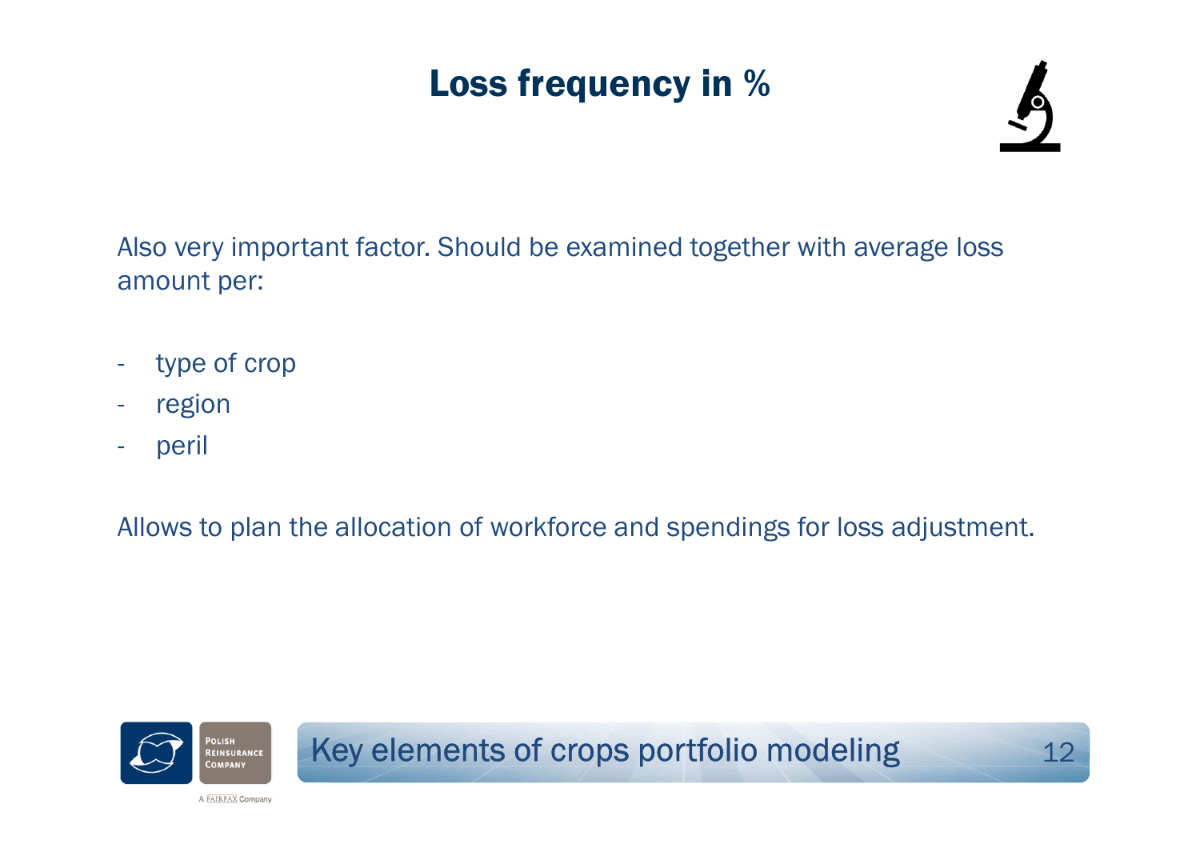# Loss frequency in %

Also very important factor. Should be examined together with average loss amount per:

- type of crop
- region
- peril

Allows to plan the allocation of workforce and spendings for loss adjustment.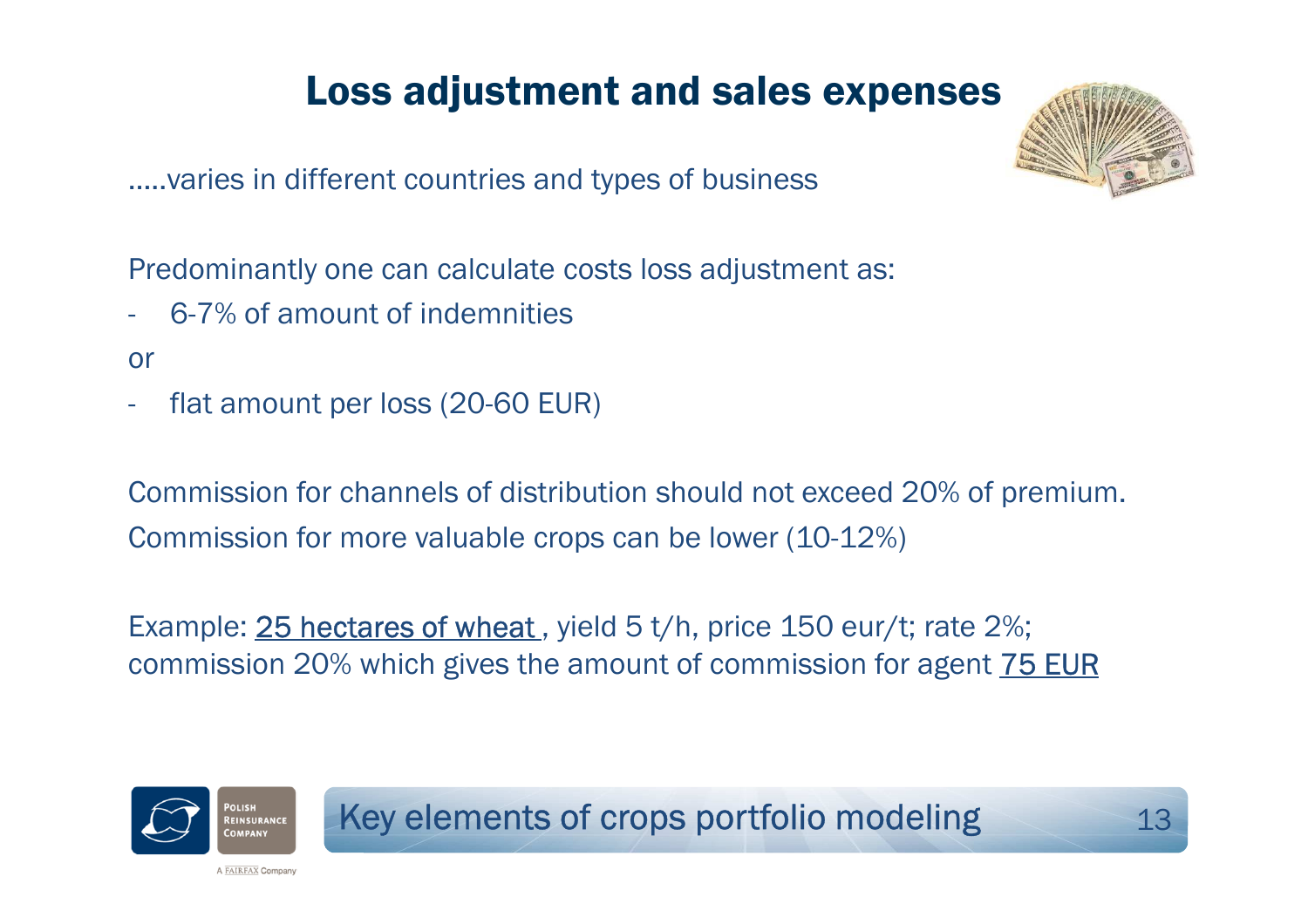# Loss adjustment and sales expenses

.....varies in different countries and types of business

Predominantly one can calculate costs loss adjustment as:

- 6-7% of amount of indemnities

or

- flat amount per loss (20-60 EUR)

Commission for channels of distribution should not exceed 20% of premium.
Commission for more valuable crops can be lower (10-12%)

Example: <u>25 hectares of wheat</u>, yield 5 t/h, price 150 eur/t; rate 2%; commission 20% which gives the amount of commission for agent <u>75 EUR</u>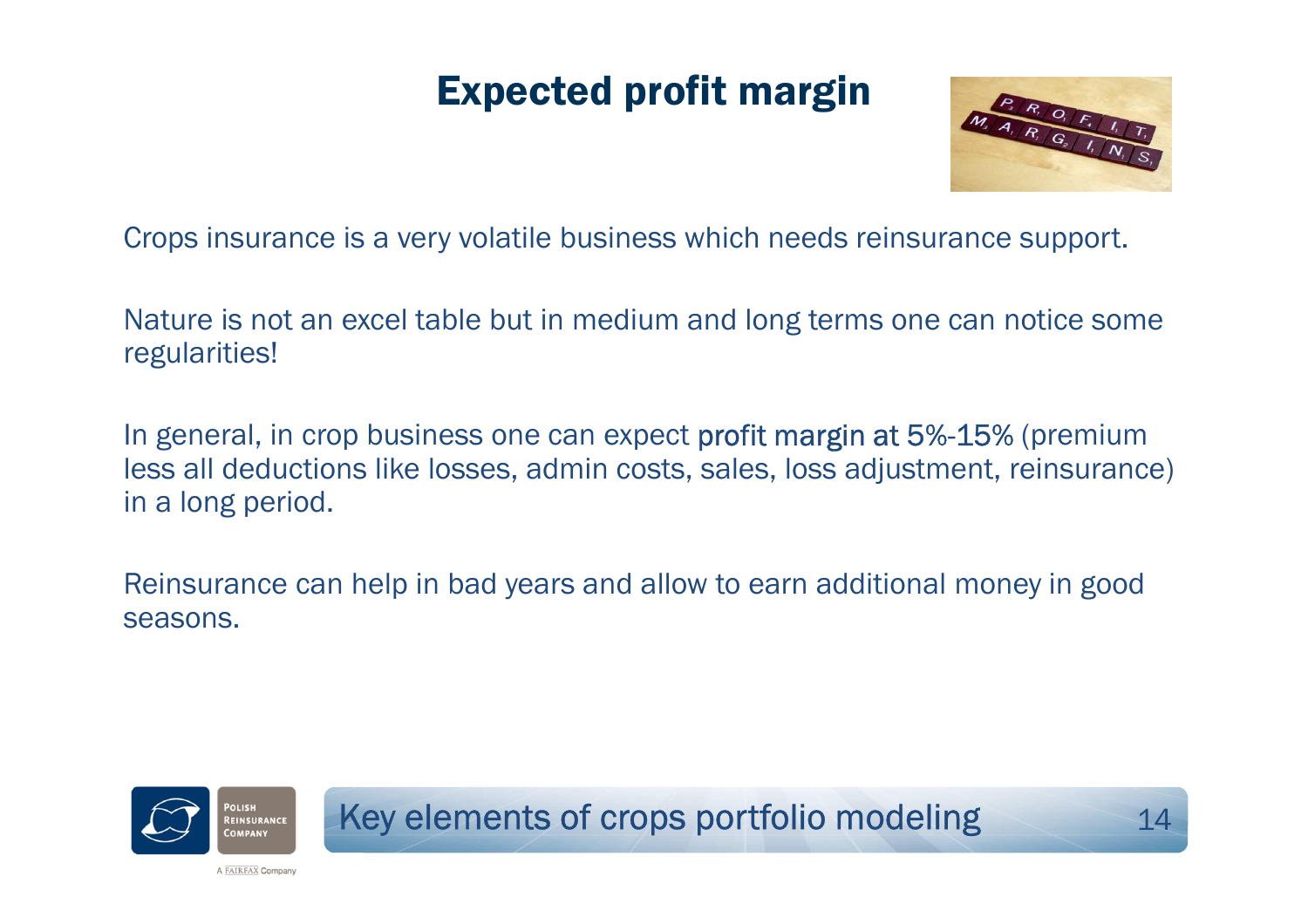# Expected profit margin

Crops insurance is a very volatile business which needs reinsurance support.

Nature is not an excel table but in medium and long terms one can notice some regularities!

In general, in crop business one can expect profit margin at 5%-15% (premium less all deductions like losses, admin costs, sales, loss adjustment, reinsurance) in a long period.

Reinsurance can help in bad years and allow to earn additional money in good seasons.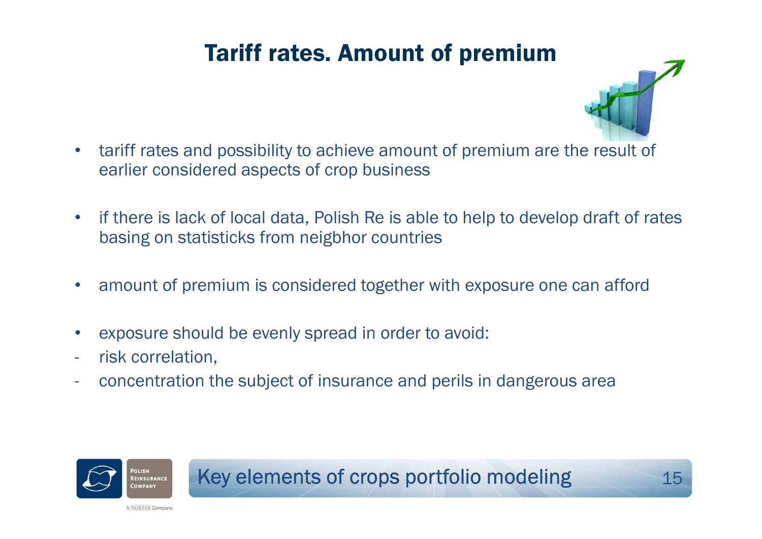# Tariff rates. Amount of premium

- tariff rates and possibility to achieve amount of premium are the result of earlier considered aspects of crop business
- if there is lack of local data, Polish Re is able to help to develop draft of rates basing on statisticks from neigbhor countries
- amount of premium is considered together with exposure one can afford
- exposure should be evenly spread in order to avoid:
  - risk correlation,
  - concentration the subject of insurance and perils in dangerous area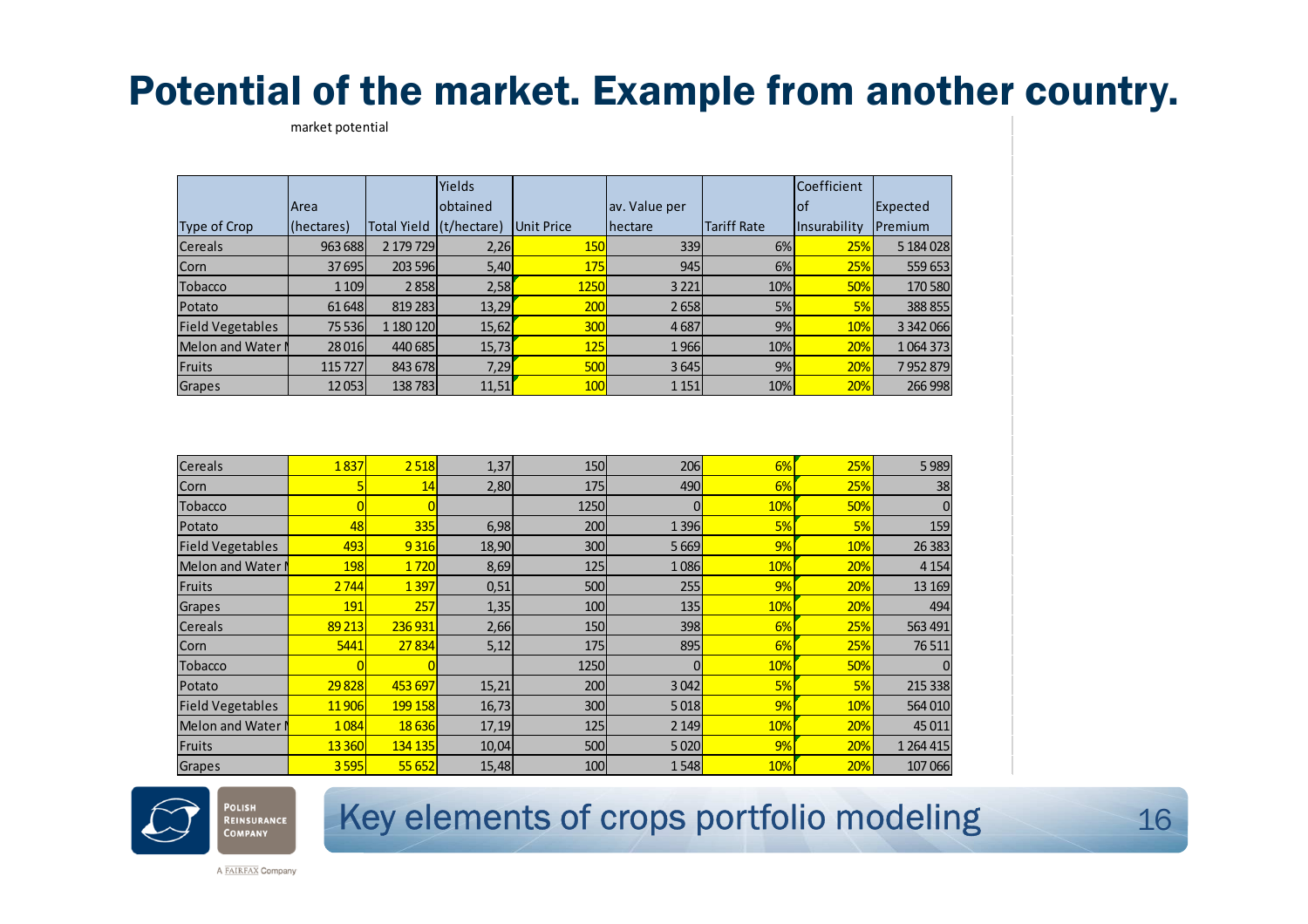# Potential of the market. Example from another country.

market potential

| Type of Crop | Area (hectares) | Total Yield | Yields obtained (t/hectare) | Unit Price | av. Value per hectare | Tariff Rate | Coefficient of Insurability | Expected Premium |
|---|---|---|---|---|---|---|---|---|
| Cereals | 963 688 | 2 179 729 | 2,26 | 150 | 339 | 6% | 25% | 5 184 028 |
| Corn | 37 695 | 203 596 | 5,40 | 175 | 945 | 6% | 25% | 559 653 |
| Tobacco | 1 109 | 2 858 | 2,58 | 1250 | 3 221 | 10% | 50% | 170 580 |
| Potato | 61 648 | 819 283 | 13,29 | 200 | 2 658 | 5% | 5% | 388 855 |
| Field Vegetables | 75 536 | 1 180 120 | 15,62 | 300 | 4 687 | 9% | 10% | 3 342 066 |
| Melon and Water M | 28 016 | 440 685 | 15,73 | 125 | 1 966 | 10% | 20% | 1 064 373 |
| Fruits | 115 727 | 843 678 | 7,29 | 500 | 3 645 | 9% | 20% | 7 952 879 |
| Grapes | 12 053 | 138 783 | 11,51 | 100 | 1 151 | 10% | 20% | 266 998 |

| | | | | | | | | |
|---|---|---|---|---|---|---|---|---|
| Cereals | 1 837 | 2 518 | 1,37 | 150 | 206 | 6% | 25% | 5 989 |
| Corn | 5 | 14 | 2,80 | 175 | 490 | 6% | 25% | 38 |
| Tobacco | 0 | 0 | | 1250 | 0 | 10% | 50% | 0 |
| Potato | 48 | 335 | 6,98 | 200 | 1 396 | 5% | 5% | 159 |
| Field Vegetables | 493 | 9 316 | 18,90 | 300 | 5 669 | 9% | 10% | 26 383 |
| Melon and Water M | 198 | 1 720 | 8,69 | 125 | 1 086 | 10% | 20% | 4 154 |
| Fruits | 2 744 | 1 397 | 0,51 | 500 | 255 | 9% | 20% | 13 169 |
| Grapes | 191 | 257 | 1,35 | 100 | 135 | 10% | 20% | 494 |
| Cereals | 89 213 | 236 931 | 2,66 | 150 | 398 | 6% | 25% | 563 491 |
| Corn | 5441 | 27 834 | 5,12 | 175 | 895 | 6% | 25% | 76 511 |
| Tobacco | 0 | 0 | | 1250 | 0 | 10% | 50% | 0 |
| Potato | 29 828 | 453 697 | 15,21 | 200 | 3 042 | 5% | 5% | 215 338 |
| Field Vegetables | 11 906 | 199 158 | 16,73 | 300 | 5 018 | 9% | 10% | 564 010 |
| Melon and Water M | 1 084 | 18 636 | 17,19 | 125 | 2 149 | 10% | 20% | 45 011 |
| Fruits | 13 360 | 134 135 | 10,04 | 500 | 5 020 | 9% | 20% | 1 264 415 |
| Grapes | 3 595 | 55 652 | 15,48 | 100 | 1 548 | 10% | 20% | 107 066 |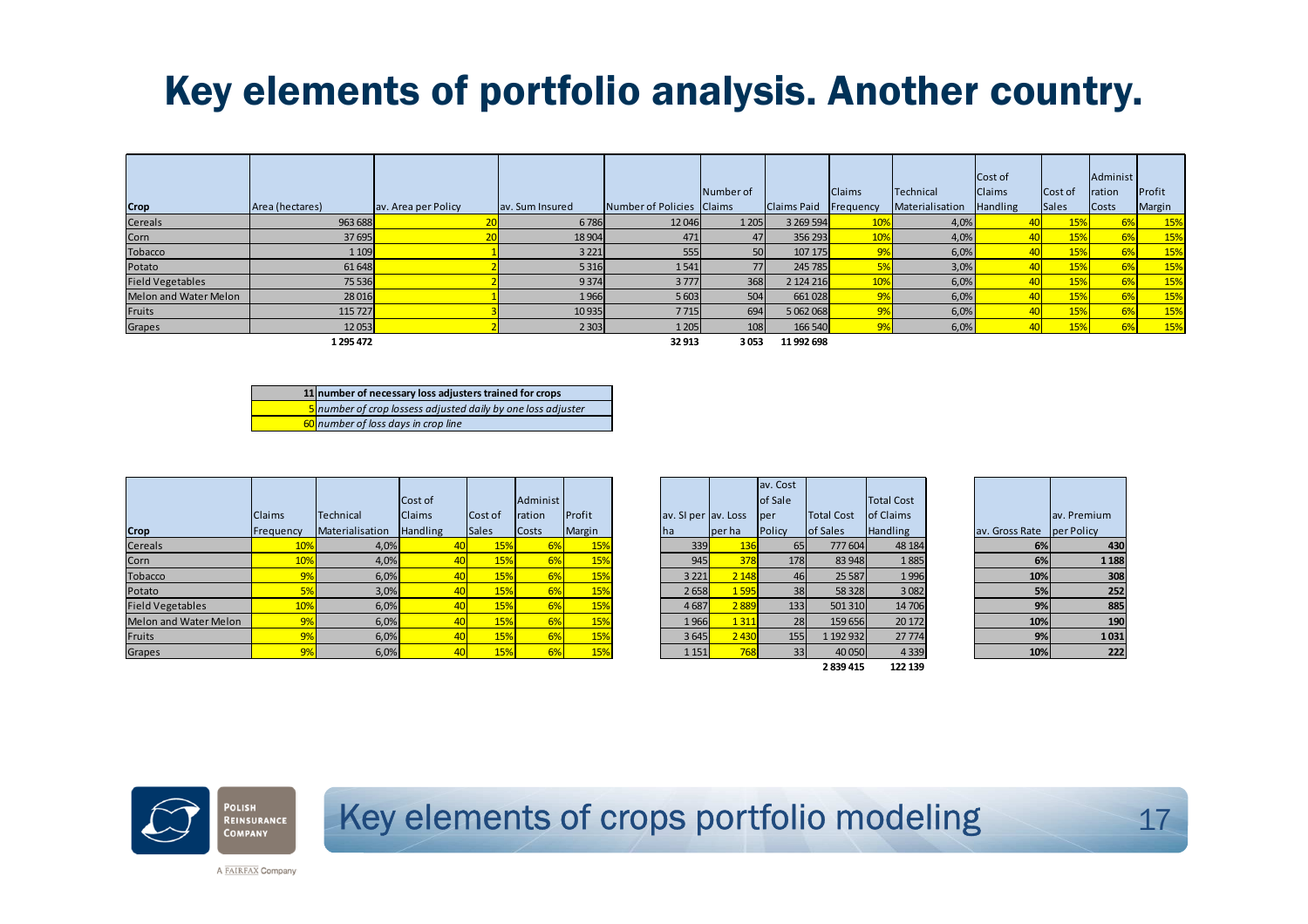# Key elements of portfolio analysis. Another country.

| Crop | Area (hectares) | av. Area per Policy | av. Sum Insured | Number of Policies | Number of Claims | Claims Paid | Claims Frequency | Technical Materialisation | Cost of Claims Handling | Cost of Sales | Administration Costs | Profit Margin |
|---|---|---|---|---|---|---|---|---|---|---|---|---|
| Cereals | 963 688 | 20 | 6 786 | 12 046 | 1 205 | 3 269 594 | 10% | 4,0% | 40 | 15% | 6% | 15% |
| Corn | 37 695 | 20 | 18 904 | 471 | 47 | 356 293 | 10% | 4,0% | 40 | 15% | 6% | 15% |
| Tobacco | 1 109 | 1 | 3 221 | 555 | 50 | 107 175 | 9% | 6,0% | 40 | 15% | 6% | 15% |
| Potato | 61 648 | 2 | 5 316 | 1 541 | 77 | 245 785 | 5% | 3,0% | 40 | 15% | 6% | 15% |
| Field Vegetables | 75 536 | 2 | 9 374 | 3 777 | 368 | 2 124 216 | 10% | 6,0% | 40 | 15% | 6% | 15% |
| Melon and Water Melon | 28 016 | 1 | 1 966 | 5 603 | 504 | 661 028 | 9% | 6,0% | 40 | 15% | 6% | 15% |
| Fruits | 115 727 | 3 | 10 935 | 7 715 | 694 | 5 062 068 | 9% | 6,0% | 40 | 15% | 6% | 15% |
| Grapes | 12 053 | 2 | 2 303 | 1 205 | 108 | 166 540 | 9% | 6,0% | 40 | 15% | 6% | 15% |
| | **1 295 472** | | | **32 913** | **3 053** | **11 992 698** | | | | | | |

| | |
|---|---|
| 11 | number of necessary loss adjusters trained for crops |
| 5 | *number of crop lossess adjusted daily by one loss adjuster* |
| 60 | *number of loss days in crop line* |

| Crop | Claims Frequency | Technical Materialisation | Cost of Claims Handling | Cost of Sales | Administration Costs | Profit Margin | av. SI per ha | av. Loss per ha | av. Cost of Sale per Policy | Total Cost of Sales | Total Cost of Claims Handling | av. Gross Rate | av. Premium per Policy |
|---|---|---|---|---|---|---|---|---|---|---|---|---|---|
| Cereals | 10% | 4,0% | 40 | 15% | 6% | 15% | 339 | 136 | 65 | 777 604 | 48 184 | 6% | 430 |
| Corn | 10% | 4,0% | 40 | 15% | 6% | 15% | 945 | 378 | 178 | 83 948 | 1 885 | 6% | 1 188 |
| Tobacco | 9% | 6,0% | 40 | 15% | 6% | 15% | 3 221 | 2 148 | 46 | 25 587 | 1 996 | 10% | 308 |
| Potato | 5% | 3,0% | 40 | 15% | 6% | 15% | 2 658 | 1 595 | 38 | 58 328 | 3 082 | 5% | 252 |
| Field Vegetables | 10% | 6,0% | 40 | 15% | 6% | 15% | 4 687 | 2 889 | 133 | 501 310 | 14 706 | 9% | 885 |
| Melon and Water Melon | 9% | 6,0% | 40 | 15% | 6% | 15% | 1 966 | 1 311 | 28 | 159 656 | 20 172 | 10% | 190 |
| Fruits | 9% | 6,0% | 40 | 15% | 6% | 15% | 3 645 | 2 430 | 155 | 1 192 932 | 27 774 | 9% | 1 031 |
| Grapes | 9% | 6,0% | 40 | 15% | 6% | 15% | 1 151 | 768 | 33 | 40 050 | 4 339 | 10% | 222 |
| | | | | | | | | | | **2 839 415** | **122 139** | | |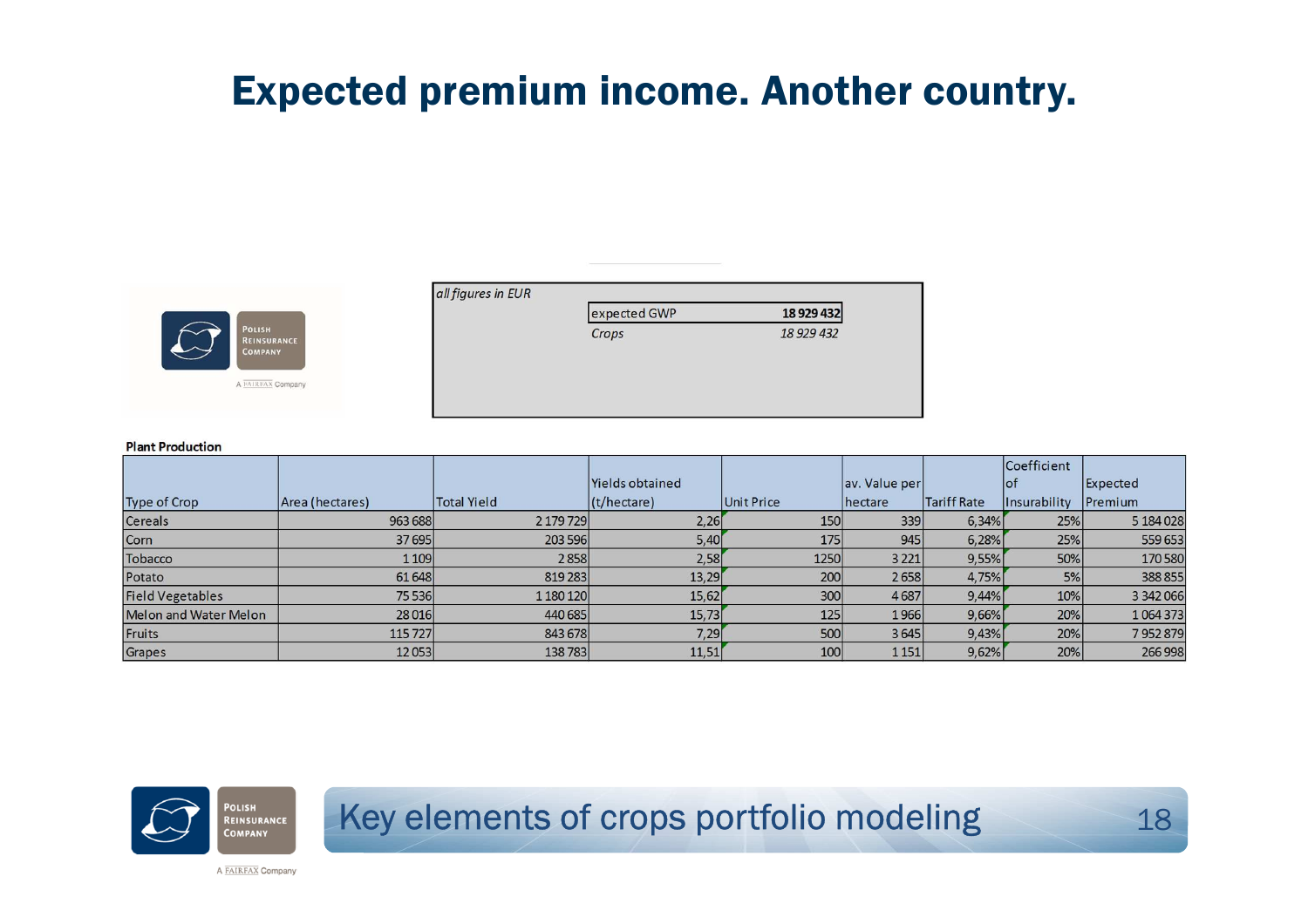# Expected premium income. Another country.

| *all figures in EUR* | |
|---|---|
| expected GWP | **18 929 432** |
| *Crops* | *18 929 432* |

**Plant Production**

| Type of Crop | Area (hectares) | Total Yield | Yields obtained (t/hectare) | Unit Price | av. Value per hectare | Tariff Rate | Coefficient of Insurability | Expected Premium |
|---|---|---|---|---|---|---|---|---|
| Cereals | 963 688 | 2 179 729 | 2,26 | 150 | 339 | 6,34% | 25% | 5 184 028 |
| Corn | 37 695 | 203 596 | 5,40 | 175 | 945 | 6,28% | 25% | 559 653 |
| Tobacco | 1 109 | 2 858 | 2,58 | 1250 | 3 221 | 9,55% | 50% | 170 580 |
| Potato | 61 648 | 819 283 | 13,29 | 200 | 2 658 | 4,75% | 5% | 388 855 |
| Field Vegetables | 75 536 | 1 180 120 | 15,62 | 300 | 4 687 | 9,44% | 10% | 3 342 066 |
| Melon and Water Melon | 28 016 | 440 685 | 15,73 | 125 | 1 966 | 9,66% | 20% | 1 064 373 |
| Fruits | 115 727 | 843 678 | 7,29 | 500 | 3 645 | 9,43% | 20% | 7 952 879 |
| Grapes | 12 053 | 138 783 | 11,51 | 100 | 1 151 | 9,62% | 20% | 266 998 |

Key elements of crops portfolio modeling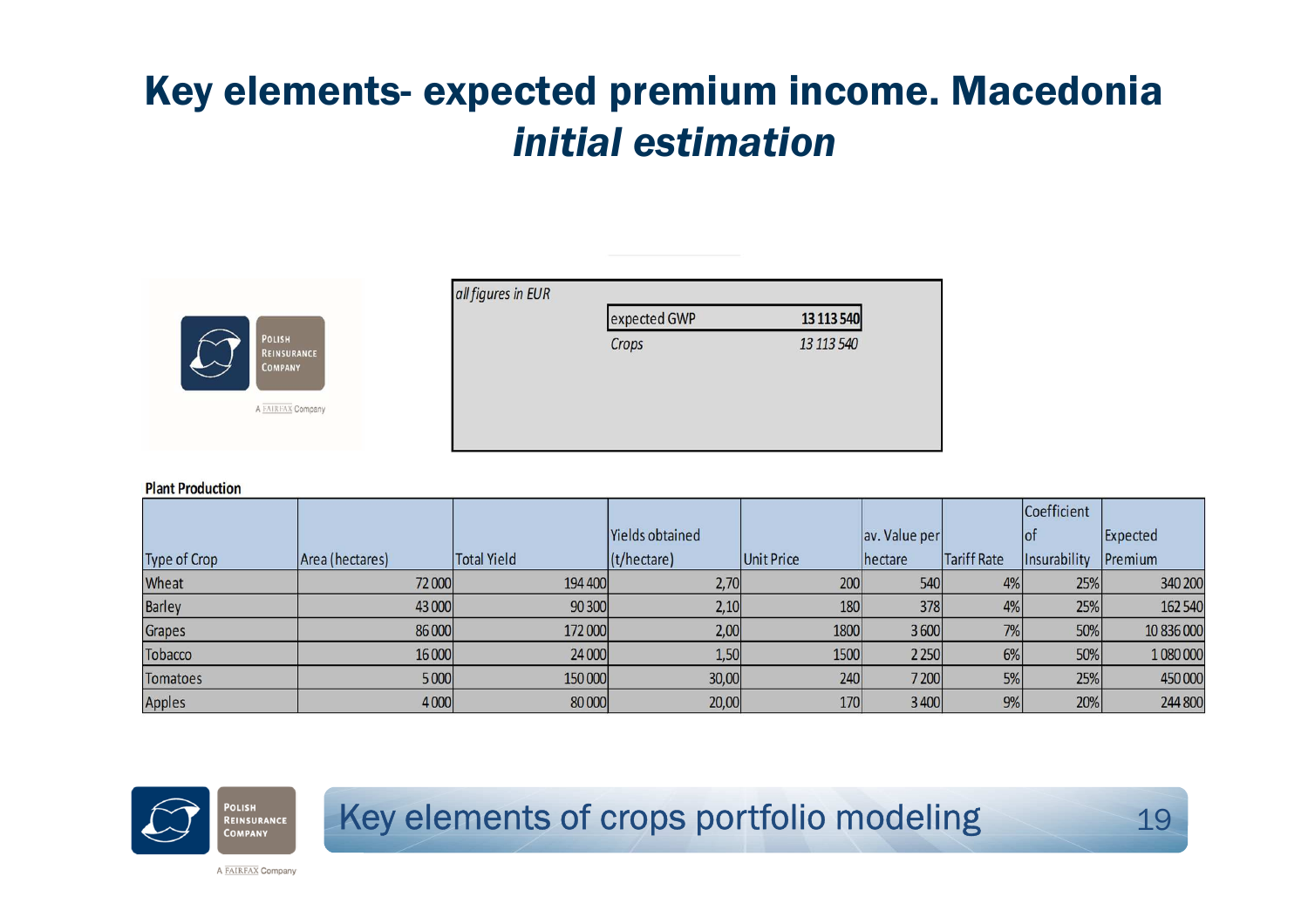# Key elements- expected premium income. Macedonia *initial estimation*

*all figures in EUR*

| | |
|---|---|
| expected GWP | **13 113 540** |
| *Crops* | *13 113 540* |

**Plant Production**

| Type of Crop | Area (hectares) | Total Yield | Yields obtained (t/hectare) | Unit Price | av. Value per hectare | Tariff Rate | Coefficient of Insurability | Expected Premium |
|---|---|---|---|---|---|---|---|---|
| Wheat | 72 000 | 194 400 | 2,70 | 200 | 540 | 4% | 25% | 340 200 |
| Barley | 43 000 | 90 300 | 2,10 | 180 | 378 | 4% | 25% | 162 540 |
| Grapes | 86 000 | 172 000 | 2,00 | 1800 | 3 600 | 7% | 50% | 10 836 000 |
| Tobacco | 16 000 | 24 000 | 1,50 | 1500 | 2 250 | 6% | 50% | 1 080 000 |
| Tomatoes | 5 000 | 150 000 | 30,00 | 240 | 7 200 | 5% | 25% | 450 000 |
| Apples | 4 000 | 80 000 | 20,00 | 170 | 3 400 | 9% | 20% | 244 800 |

Key elements of crops portfolio modeling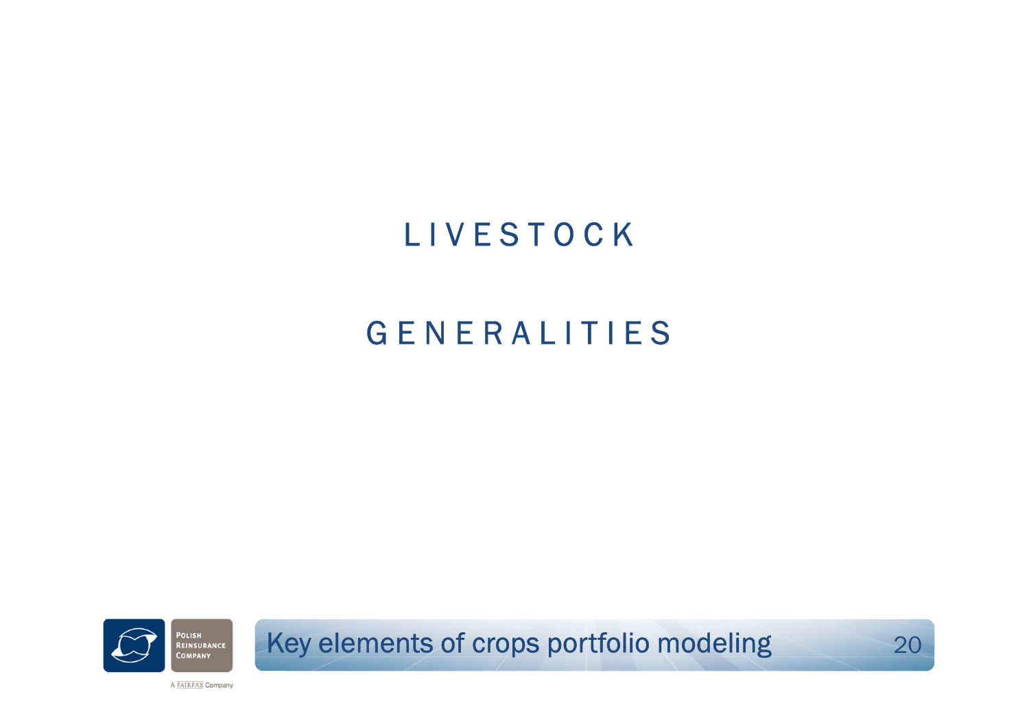# LIVESTOCK

# GENERALITIES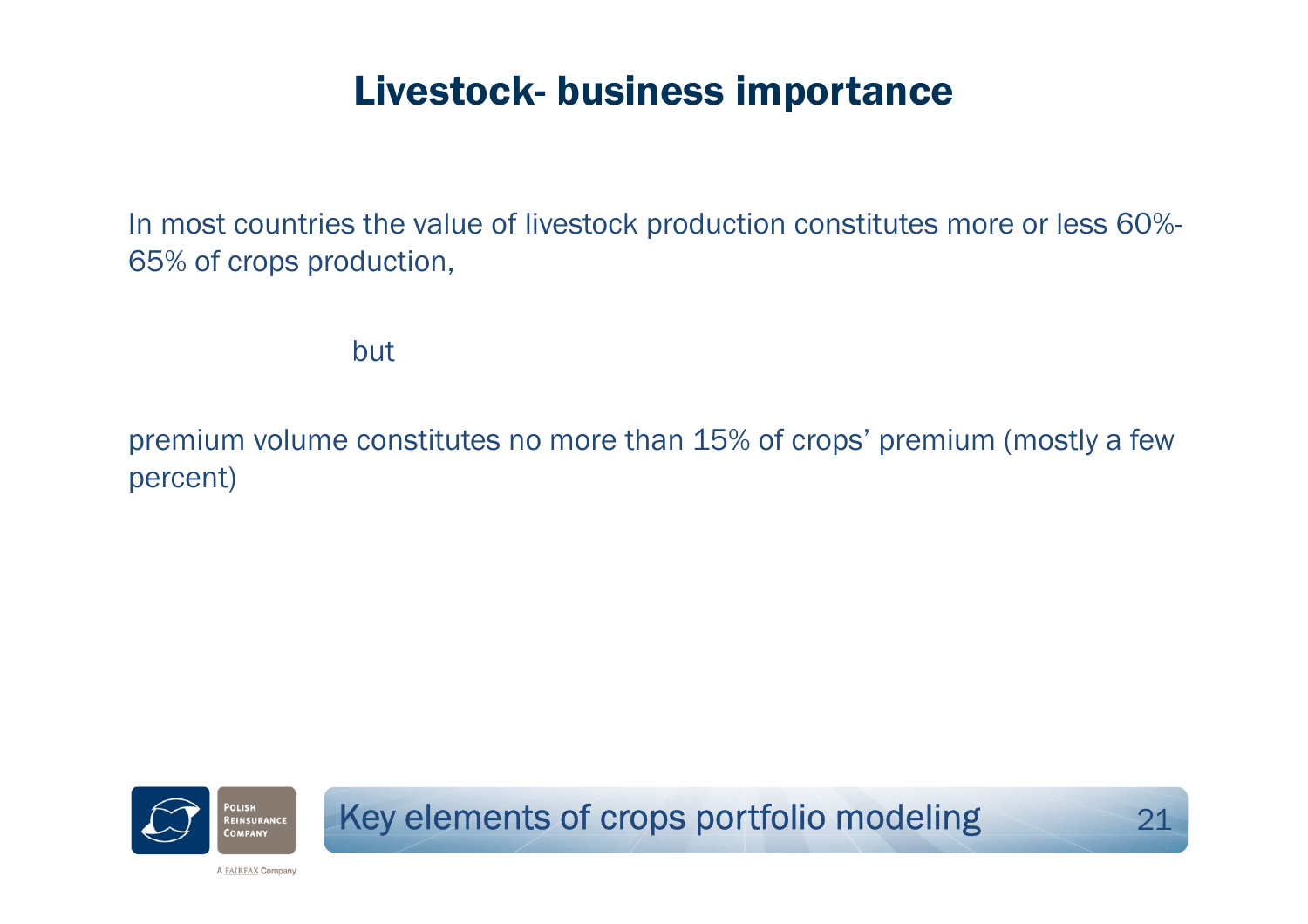# Livestock- business importance

In most countries the value of livestock production constitutes more or less 60%-65% of crops production,

but

premium volume constitutes no more than 15% of crops' premium (mostly a few percent)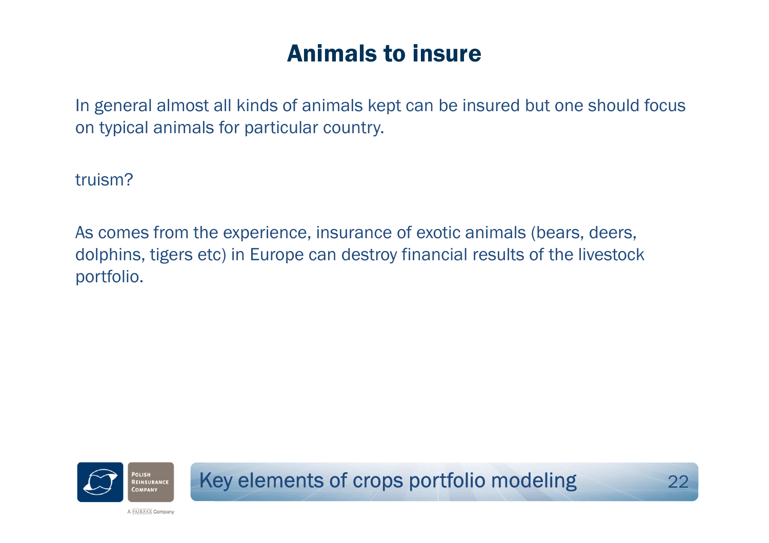# Animals to insure

In general almost all kinds of animals kept can be insured but one should focus on typical animals for particular country.

truism?

As comes from the experience, insurance of exotic animals (bears, deers, dolphins, tigers etc) in Europe can destroy financial results of the livestock portfolio.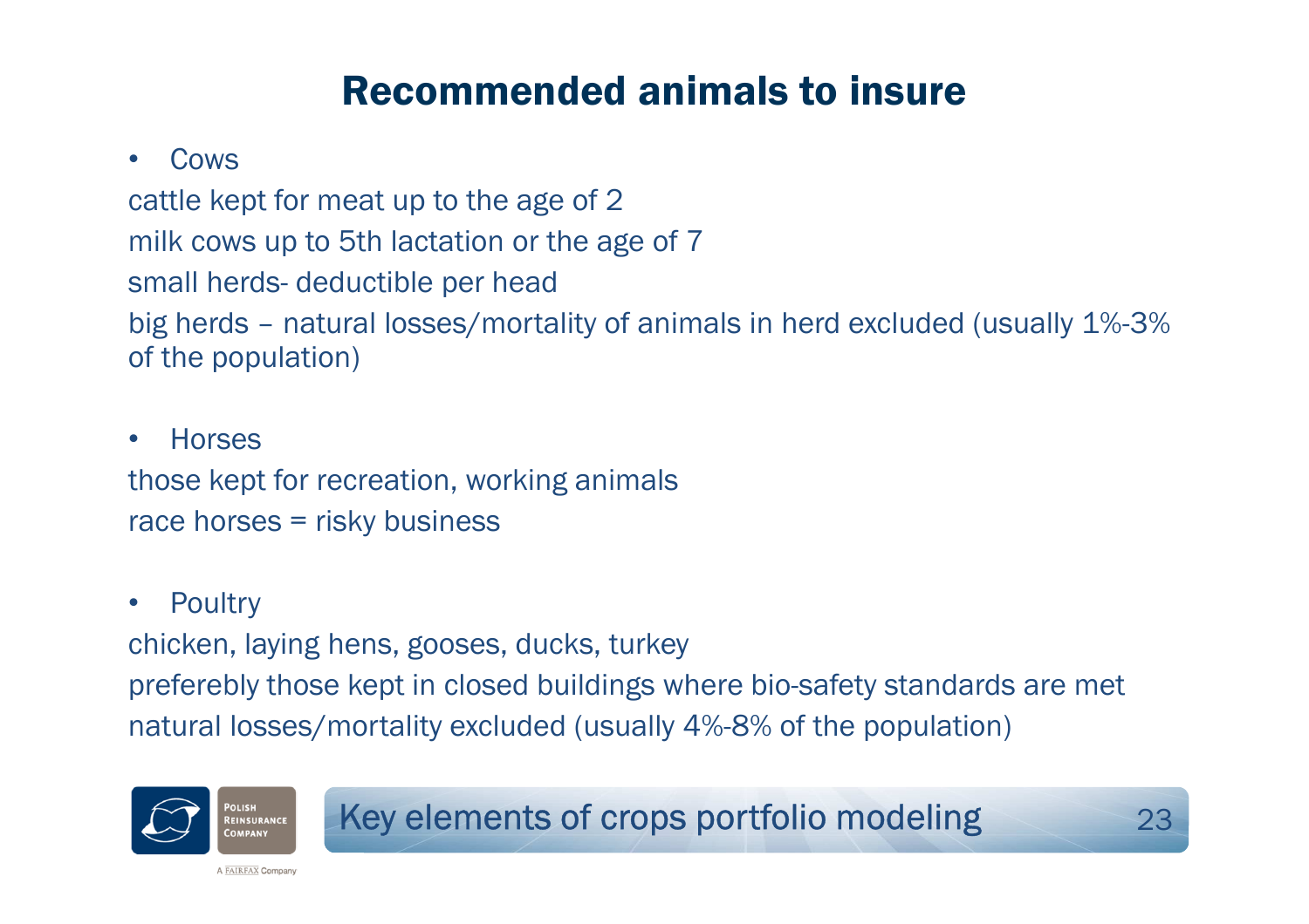# Recommended animals to insure

- Cows

cattle kept for meat up to the age of 2

milk cows up to 5th lactation or the age of 7

small herds- deductible per head

big herds – natural losses/mortality of animals in herd excluded (usually 1%-3% of the population)

- Horses

those kept for recreation, working animals

race horses = risky business

- Poultry

chicken, laying hens, gooses, ducks, turkey

prefereblу those kept in closed buildings where bio-safety standards are met

natural losses/mortality excluded (usually 4%-8% of the population)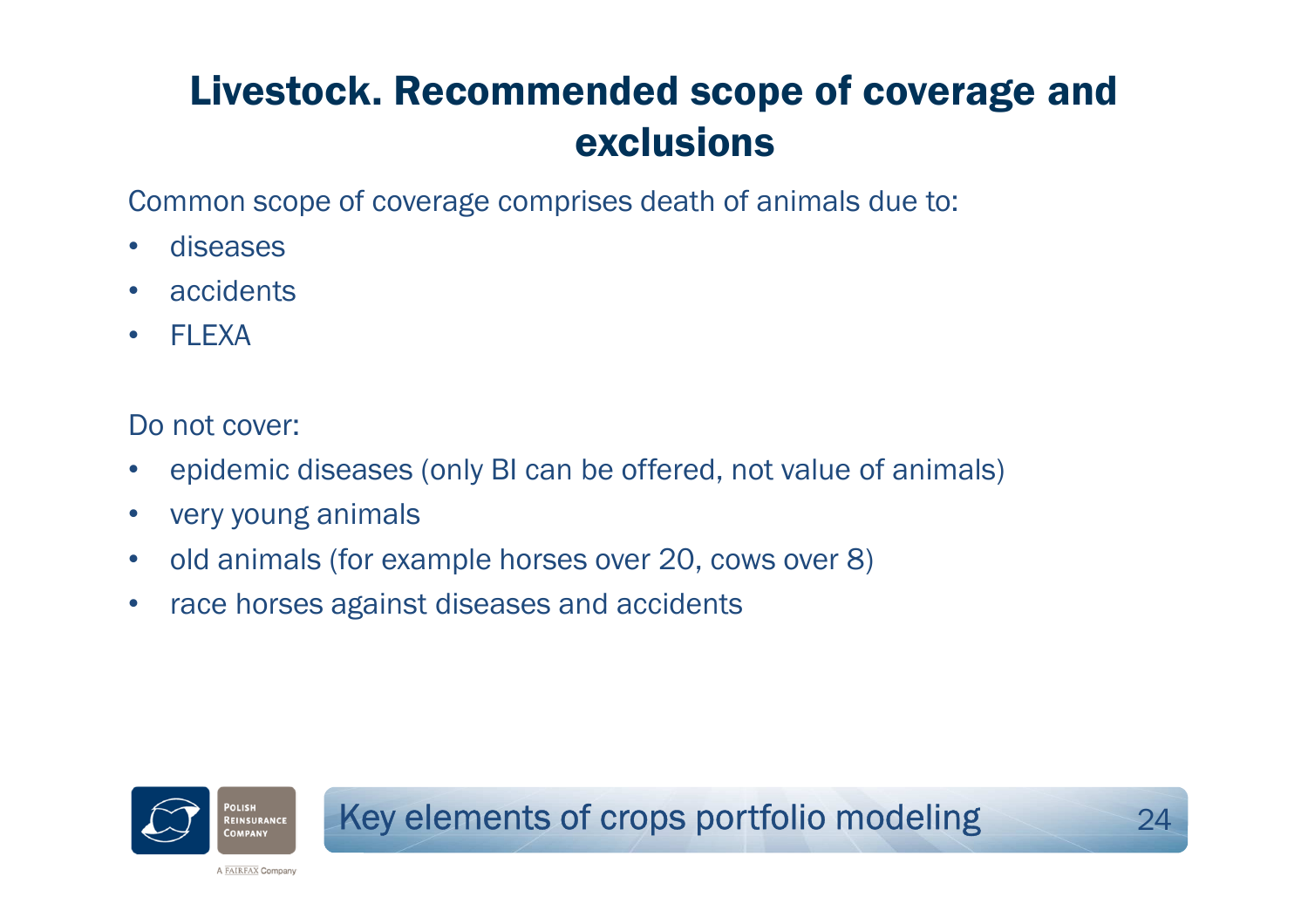# Livestock. Recommended scope of coverage and exclusions

Common scope of coverage comprises death of animals due to:

- diseases
- accidents
- FLEXA

Do not cover:

- epidemic diseases (only BI can be offered, not value of animals)
- very young animals
- old animals (for example horses over 20, cows over 8)
- race horses against diseases and accidents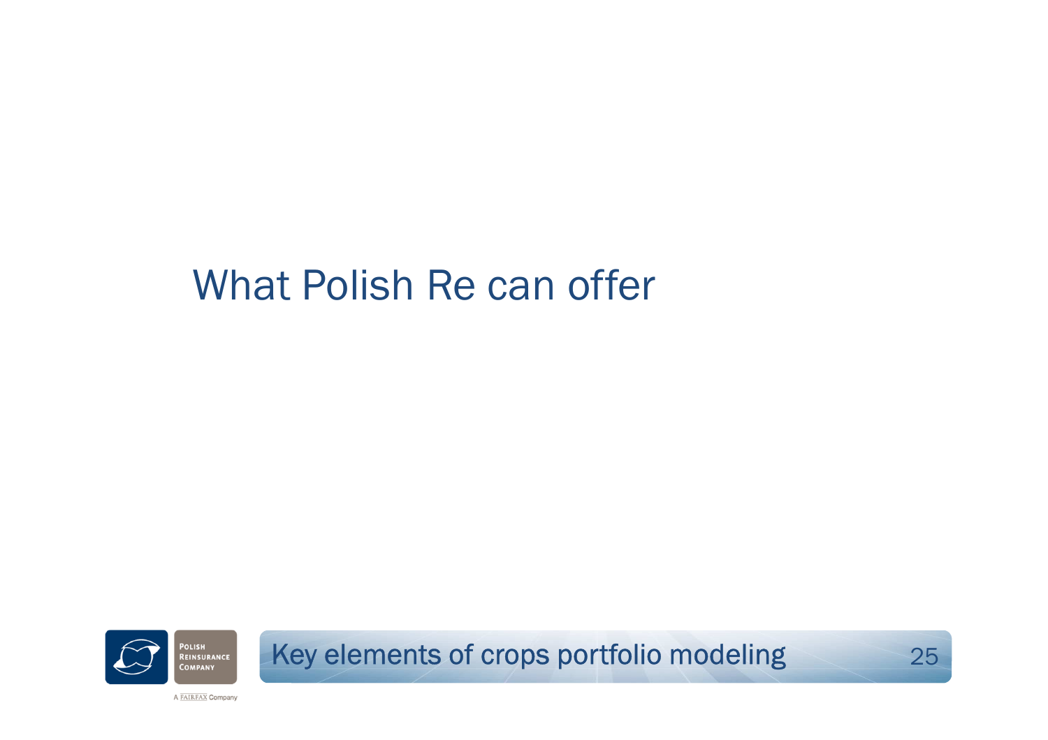# What Polish Re can offer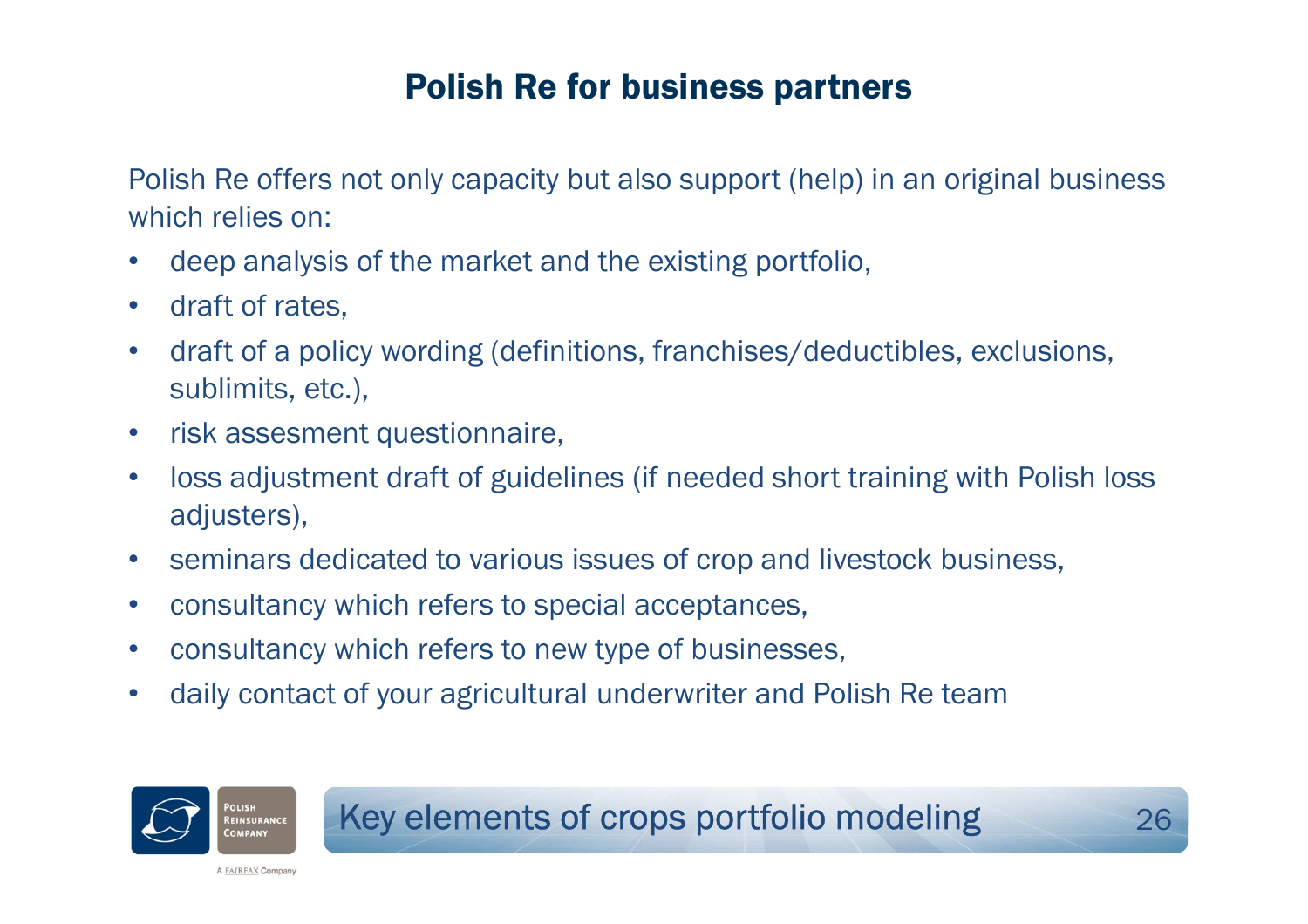# Polish Re for business partners

Polish Re offers not only capacity but also support (help) in an original business which relies on:

- deep analysis of the market and the existing portfolio,
- draft of rates,
- draft of a policy wording (definitions, franchises/deductibles, exclusions, sublimits, etc.),
- risk assesment questionnaire,
- loss adjustment draft of guidelines (if needed short training with Polish loss adjusters),
- seminars dedicated to various issues of crop and livestock business,
- consultancy which refers to special acceptances,
- consultancy which refers to new type of businesses,
- daily contact of your agricultural underwriter and Polish Re team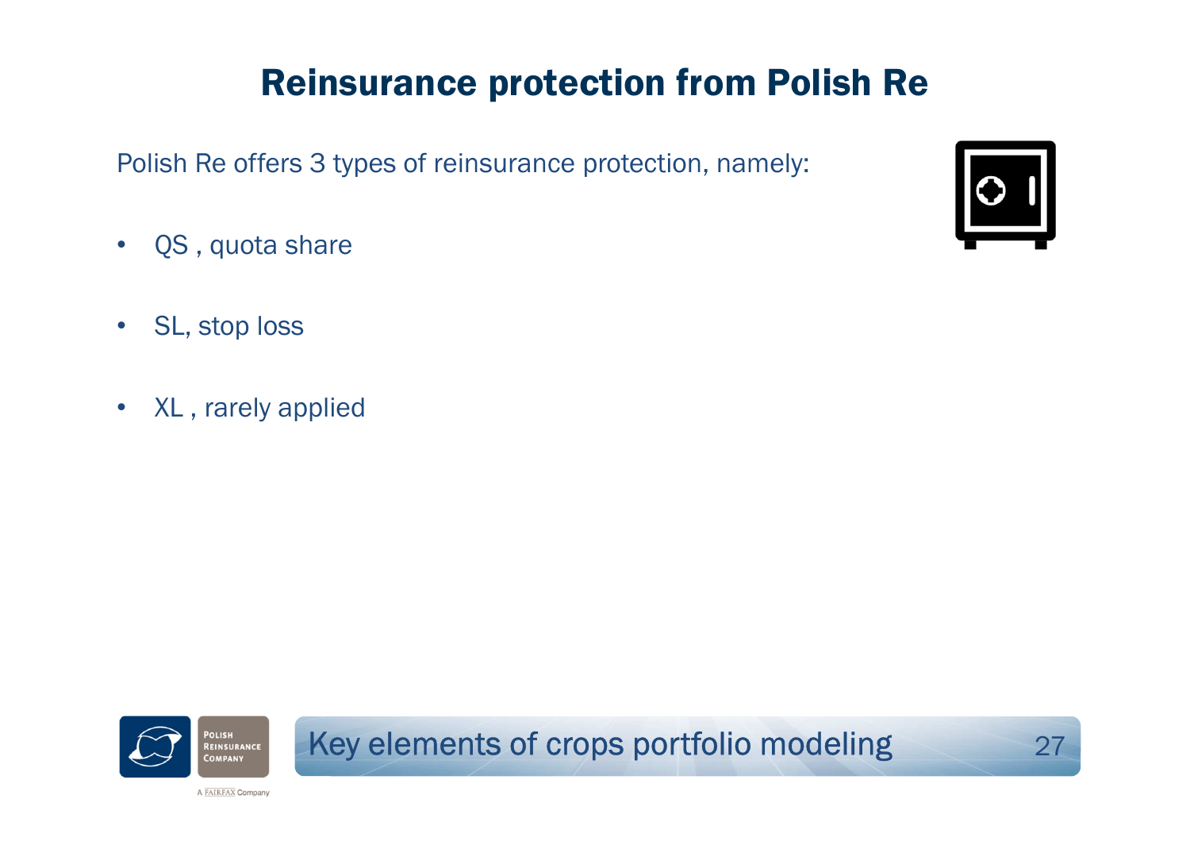# Reinsurance protection from Polish Re

Polish Re offers 3 types of reinsurance protection, namely:

- QS , quota share
- SL, stop loss
- XL , rarely applied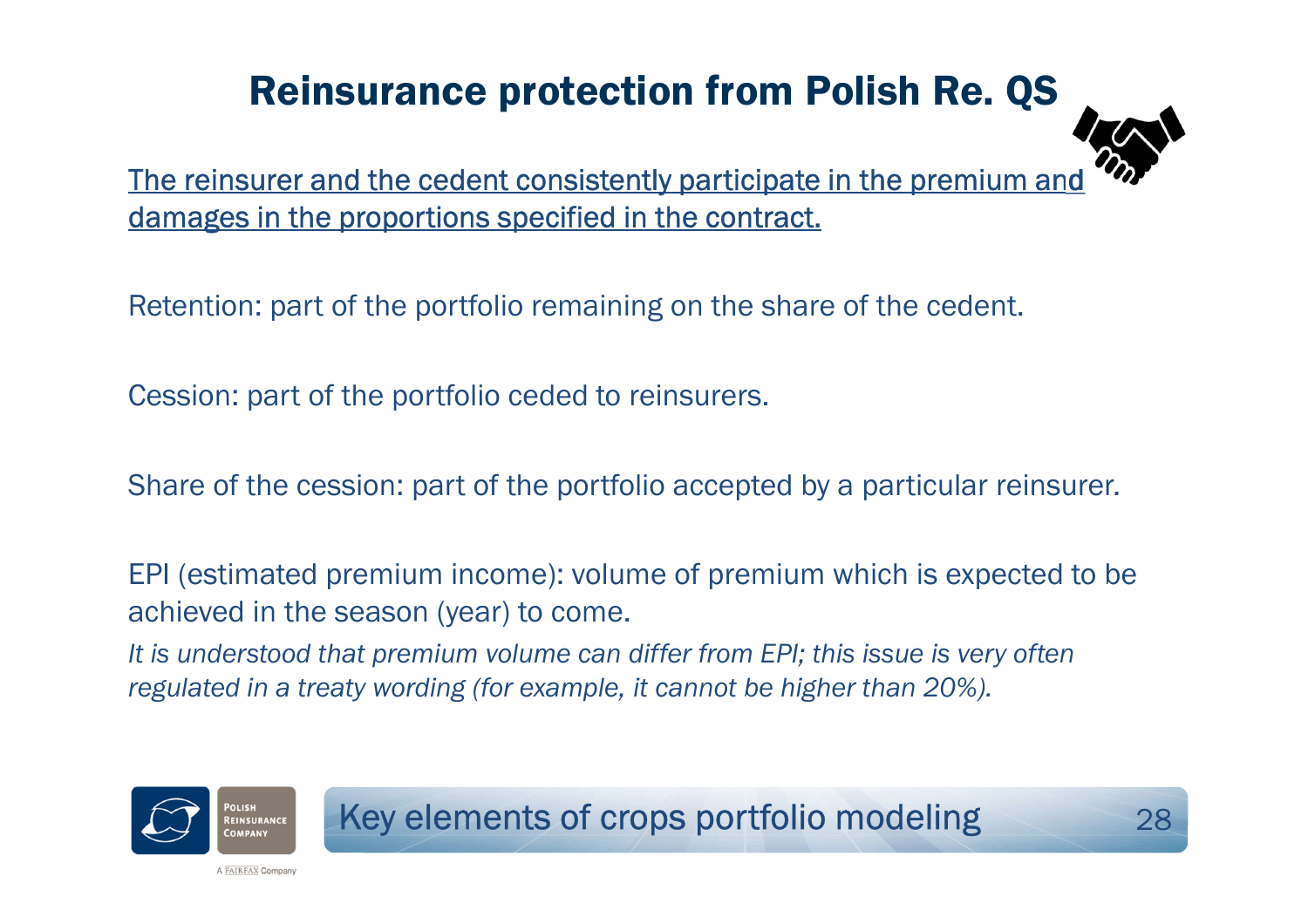# Reinsurance protection from Polish Re. QS

<u>The reinsurer and the cedent consistently participate in the premium and damages in the proportions specified in the contract.</u>

Retention: part of the portfolio remaining on the share of the cedent.

Cession: part of the portfolio ceded to reinsurers.

Share of the cession: part of the portfolio accepted by a particular reinsurer.

EPI (estimated premium income): volume of premium which is expected to be achieved in the season (year) to come.

*It is understood that premium volume can differ from EPI; this issue is very often regulated in a treaty wording (for example, it cannot be higher than 20%).*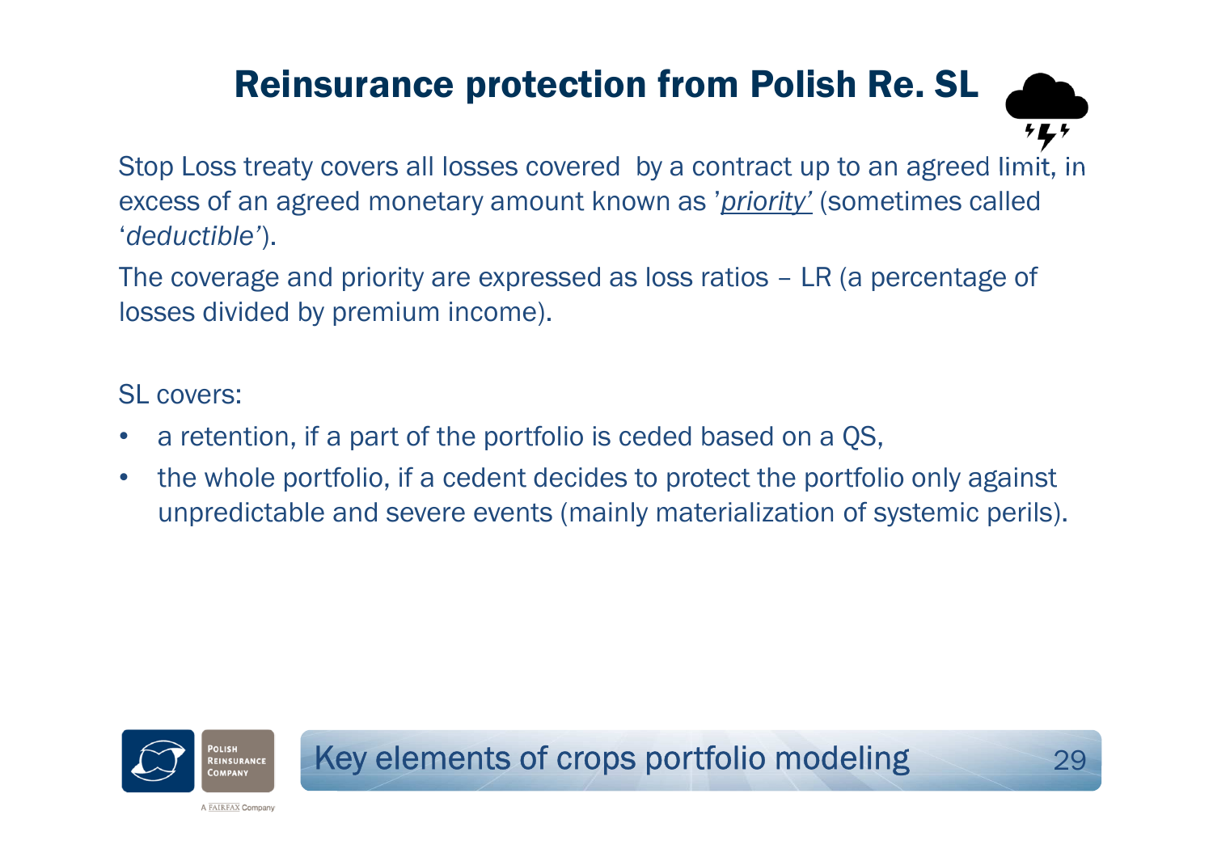# Reinsurance protection from Polish Re. SL

Stop Loss treaty covers all losses covered by a contract up to an agreed limit, in excess of an agreed monetary amount known as '*priority*' (sometimes called '*deductible*').

The coverage and priority are expressed as loss ratios – LR (a percentage of losses divided by premium income).

SL covers:

- a retention, if a part of the portfolio is ceded based on a QS,
- the whole portfolio, if a cedent decides to protect the portfolio only against unpredictable and severe events (mainly materialization of systemic perils).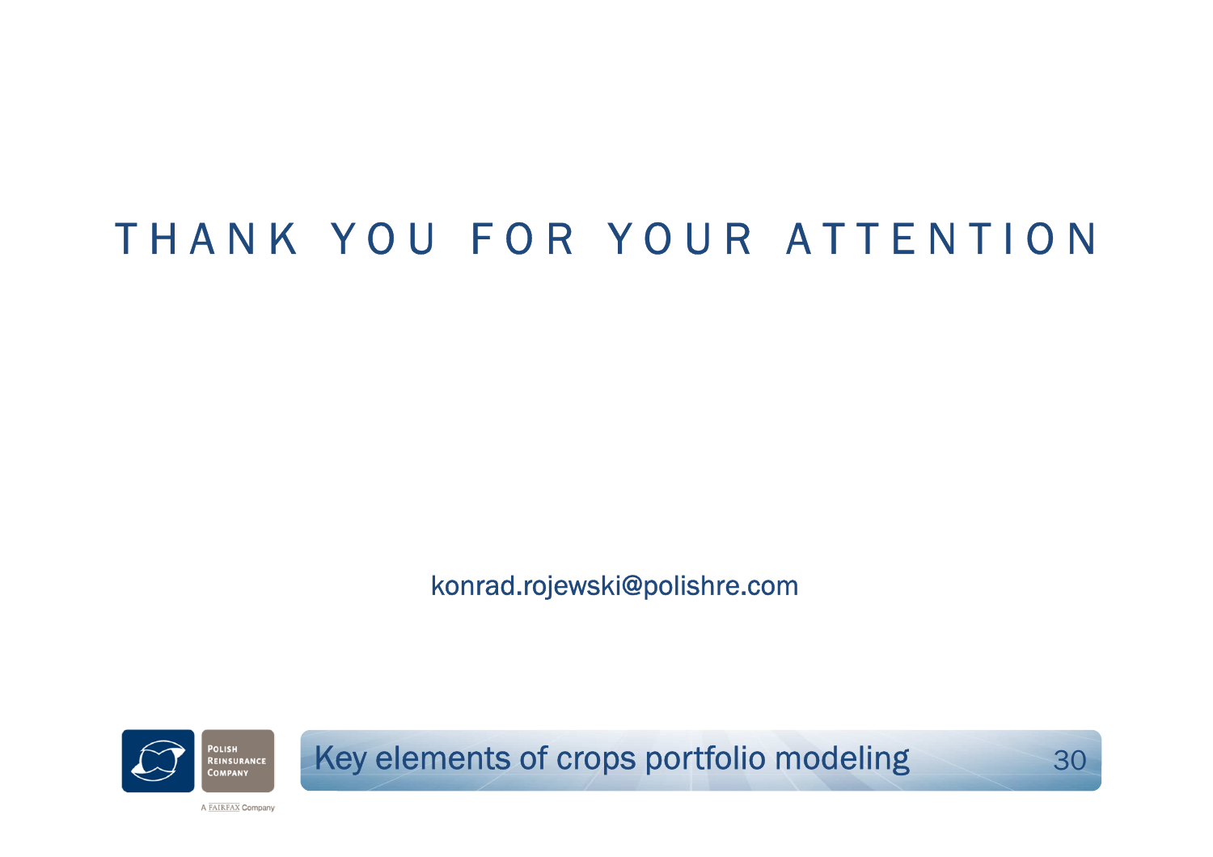# THANK YOU FOR YOUR ATTENTION

konrad.rojewski@polishre.com